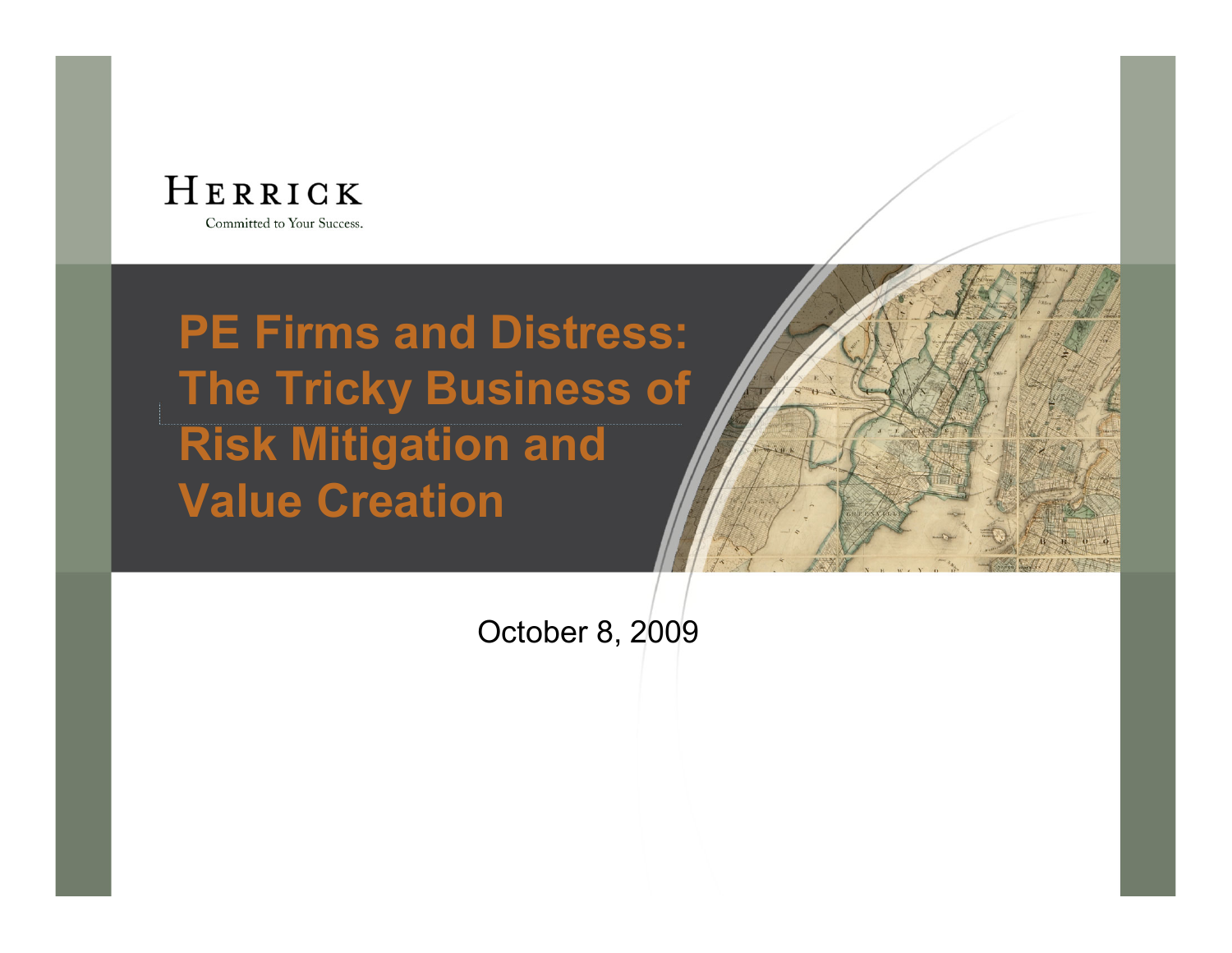HERRICK

Committed to Your Success.

# PE Firms and Distress: The Tricky Business of Risk Mitigation and Value Creation

October 8, 2009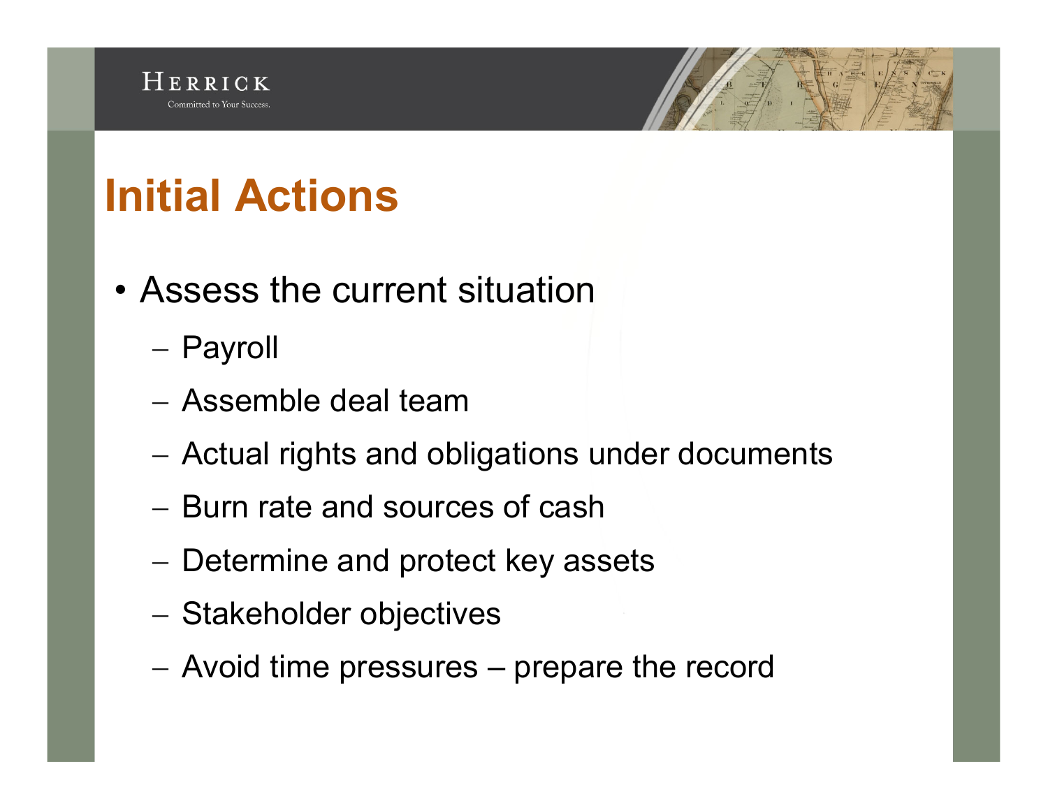# Initial Actions

- Assess the current situation
  - Payroll
  - Assemble deal team
  - Actual rights and obligations under documents
  - Burn rate and sources of cash
  - Determine and protect key assets
  - Stakeholder objectives
  - Avoid time pressures – prepare the record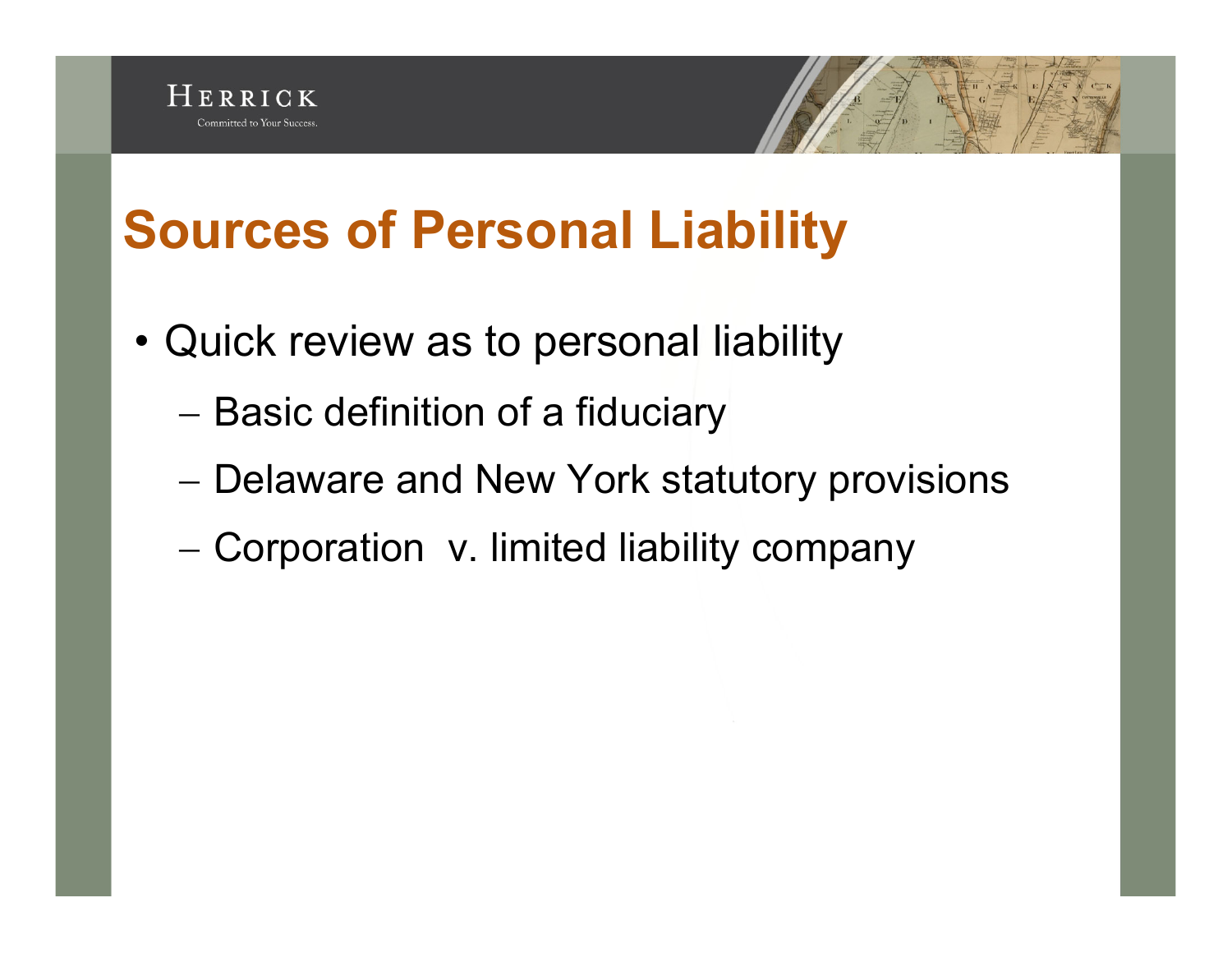# Sources of Personal Liability

- Quick review as to personal liability
  - Basic definition of a fiduciary
  - Delaware and New York statutory provisions
  - Corporation  v. limited liability company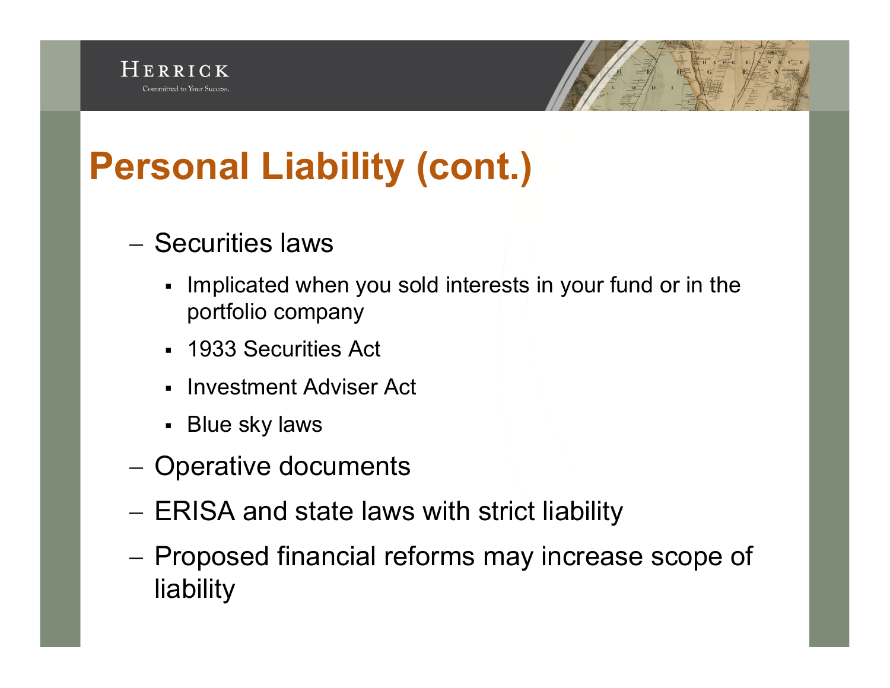# Personal Liability (cont.)

- Securities laws
  - Implicated when you sold interests in your fund or in the portfolio company
  - 1933 Securities Act
  - Investment Adviser Act
  - Blue sky laws
- Operative documents
- ERISA and state laws with strict liability
- Proposed financial reforms may increase scope of liability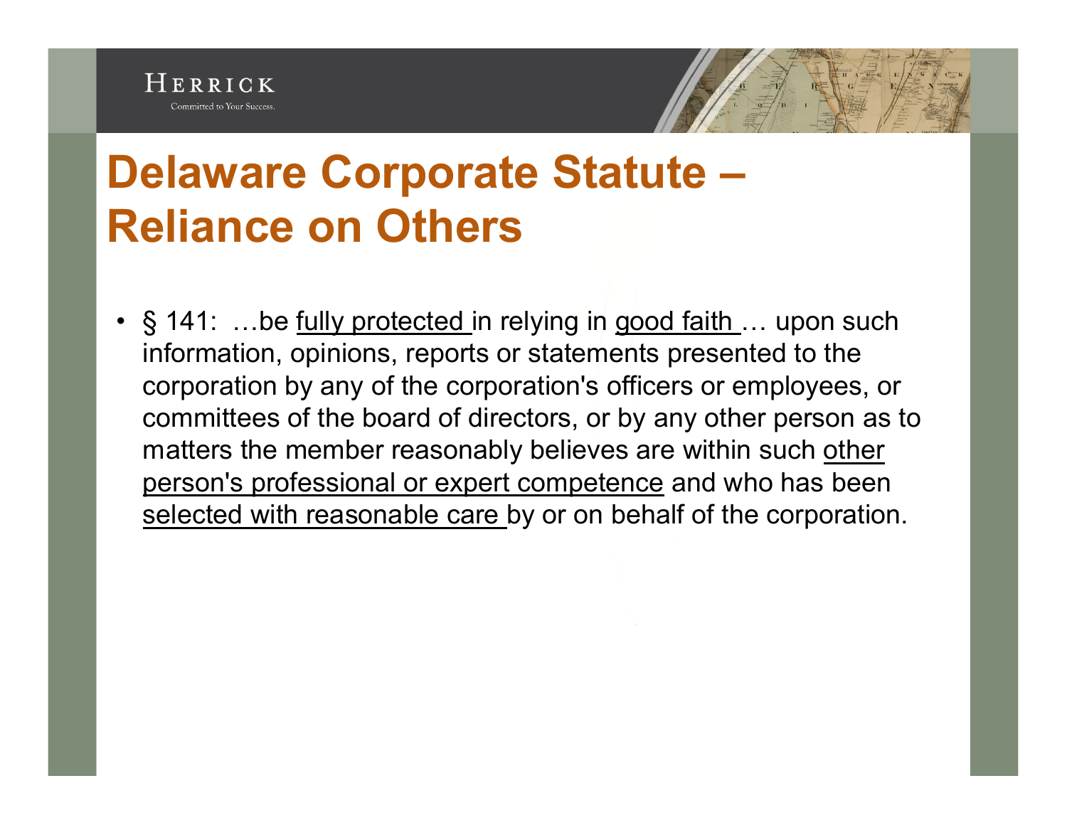# Delaware Corporate Statute – Reliance on Others

- § 141: …be <u>fully protected</u> in relying in <u>good faith</u> … upon such information, opinions, reports or statements presented to the corporation by any of the corporation's officers or employees, or committees of the board of directors, or by any other person as to matters the member reasonably believes are within such <u>other person's professional or expert competence</u> and who has been <u>selected with reasonable care</u> by or on behalf of the corporation.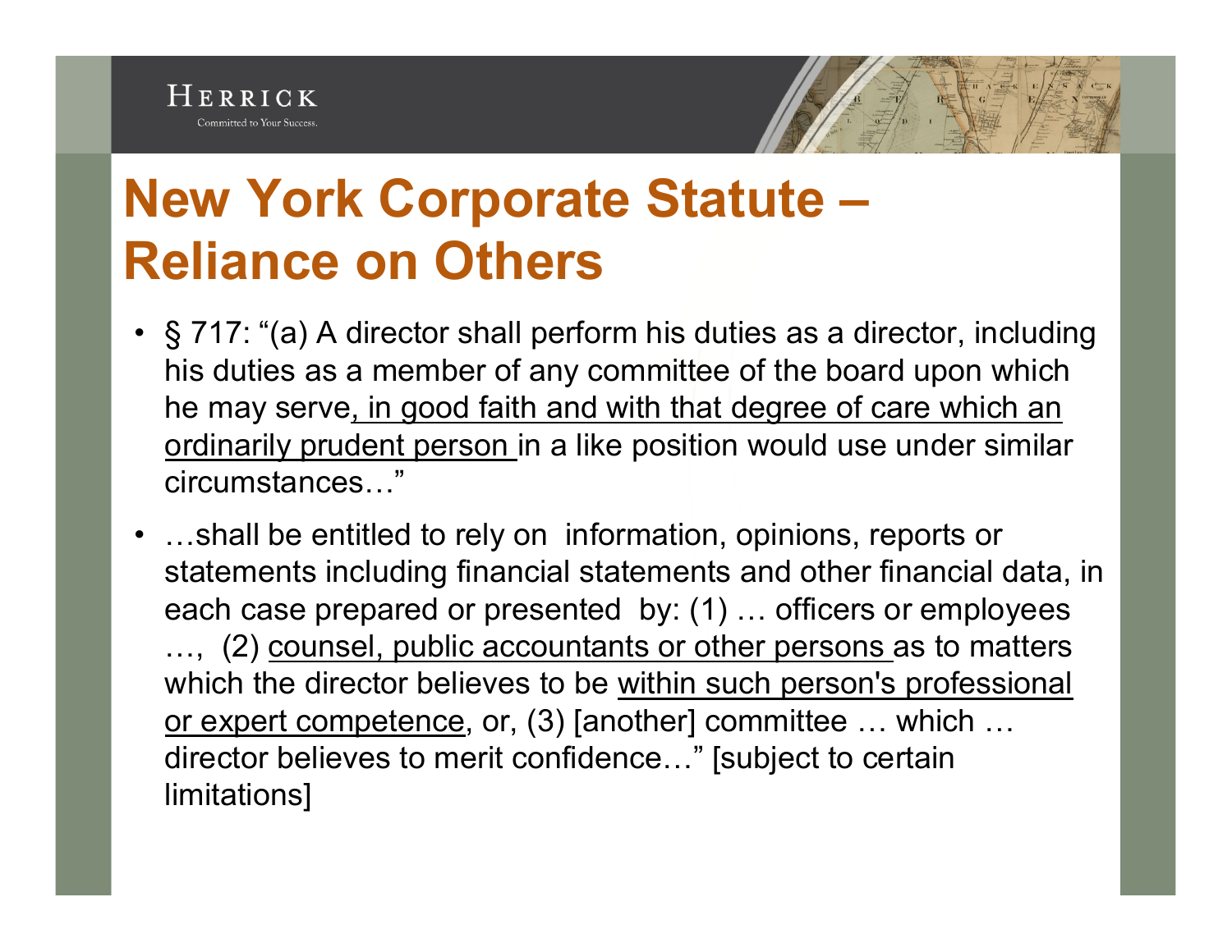# New York Corporate Statute – Reliance on Others

- § 717: "(a) A director shall perform his duties as a director, including his duties as a member of any committee of the board upon which he may serve, in good faith and with that degree of care which an ordinarily prudent person in a like position would use under similar circumstances…"
- …shall be entitled to rely on information, opinions, reports or statements including financial statements and other financial data, in each case prepared or presented by: (1) … officers or employees …, (2) counsel, public accountants or other persons as to matters which the director believes to be within such person's professional or expert competence, or, (3) [another] committee … which … director believes to merit confidence…" [subject to certain limitations]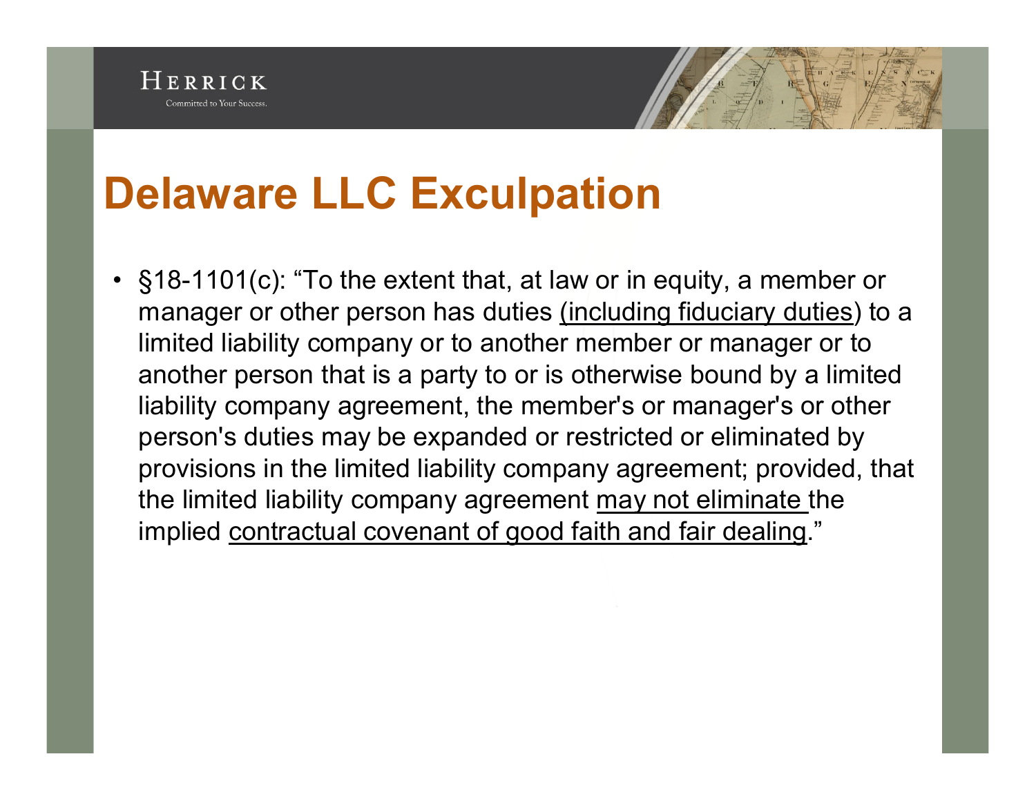# Delaware LLC Exculpation

- §18-1101(c): "To the extent that, at law or in equity, a member or manager or other person has duties <u>(including fiduciary duties)</u> to a limited liability company or to another member or manager or to another person that is a party to or is otherwise bound by a limited liability company agreement, the member's or manager's or other person's duties may be expanded or restricted or eliminated by provisions in the limited liability company agreement; provided, that the limited liability company agreement <u>may not eliminate</u> the implied <u>contractual covenant of good faith and fair dealing</u>."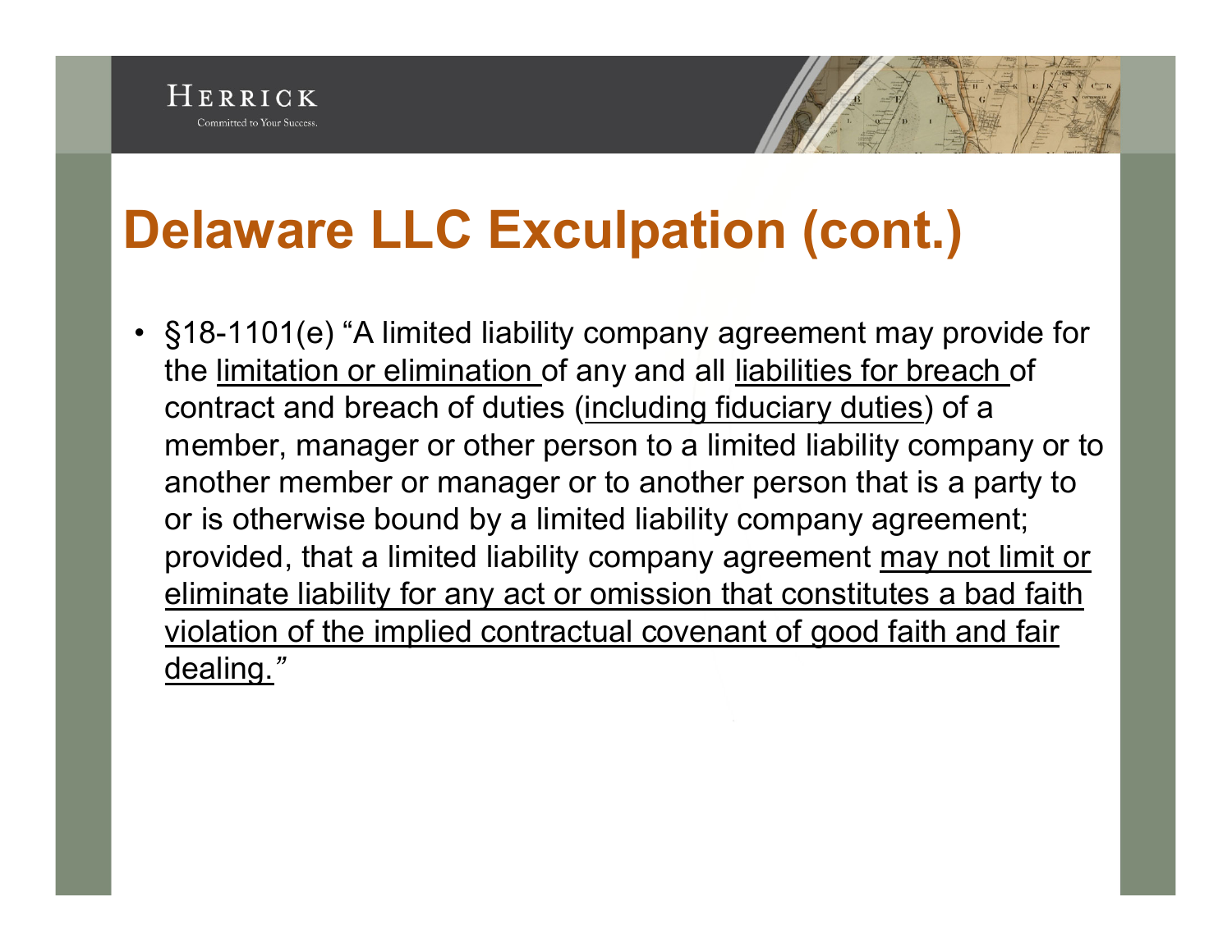# Delaware LLC Exculpation (cont.)

- §18-1101(e) "A limited liability company agreement may provide for the limitation or elimination of any and all liabilities for breach of contract and breach of duties (including fiduciary duties) of a member, manager or other person to a limited liability company or to another member or manager or to another person that is a party to or is otherwise bound by a limited liability company agreement; provided, that a limited liability company agreement may not limit or eliminate liability for any act or omission that constitutes a bad faith violation of the implied contractual covenant of good faith and fair dealing."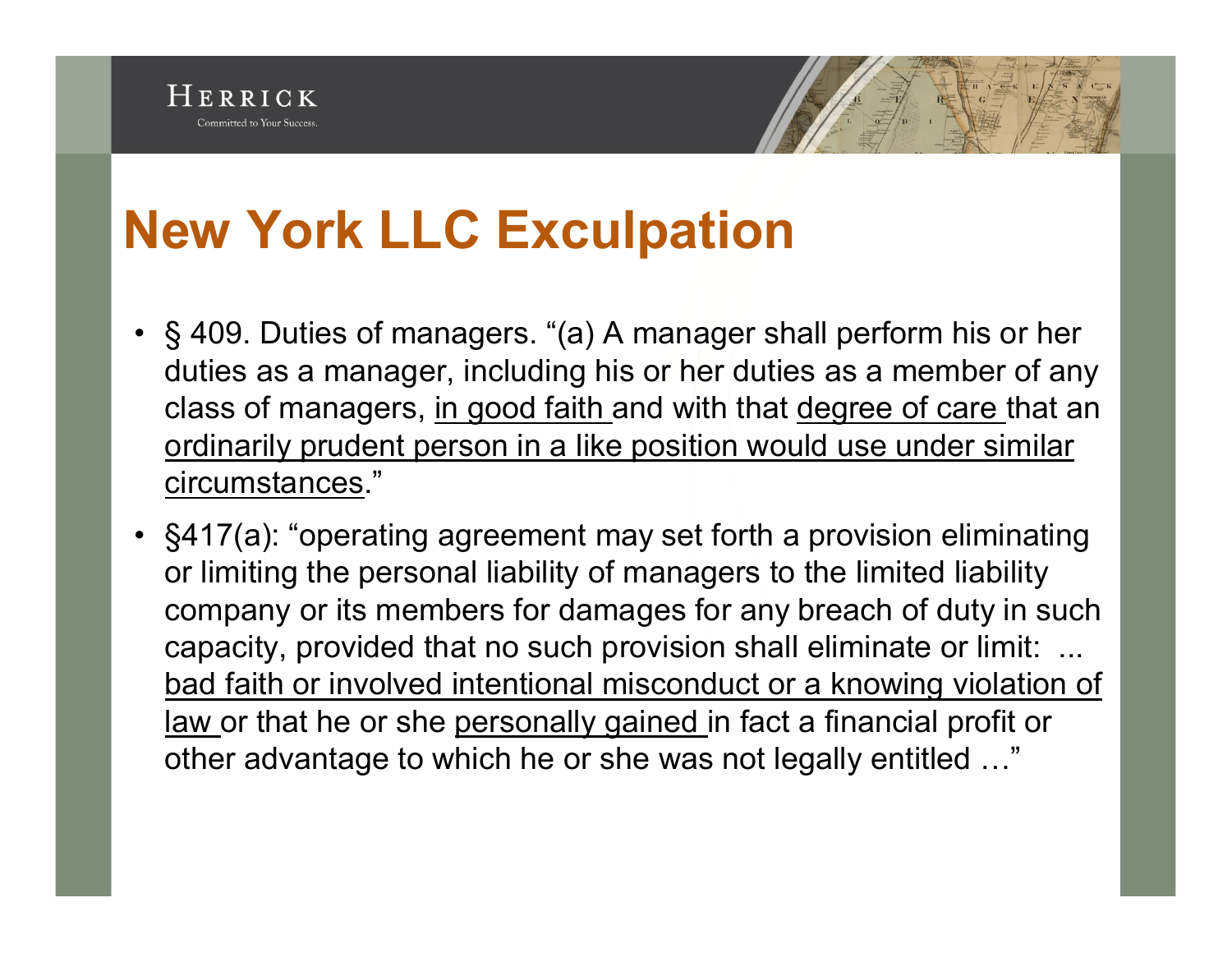# New York LLC Exculpation

- § 409. Duties of managers. "(a) A manager shall perform his or her duties as a manager, including his or her duties as a member of any class of managers, <u>in good faith</u> and with that <u>degree of care</u> that an <u>ordinarily prudent person in a like position would use under similar circumstances</u>."
- §417(a): "operating agreement may set forth a provision eliminating or limiting the personal liability of managers to the limited liability company or its members for damages for any breach of duty in such capacity, provided that no such provision shall eliminate or limit: ... <u>bad faith or involved intentional misconduct or a knowing violation of law</u> or that he or she <u>personally gained</u> in fact a financial profit or other advantage to which he or she was not legally entitled …"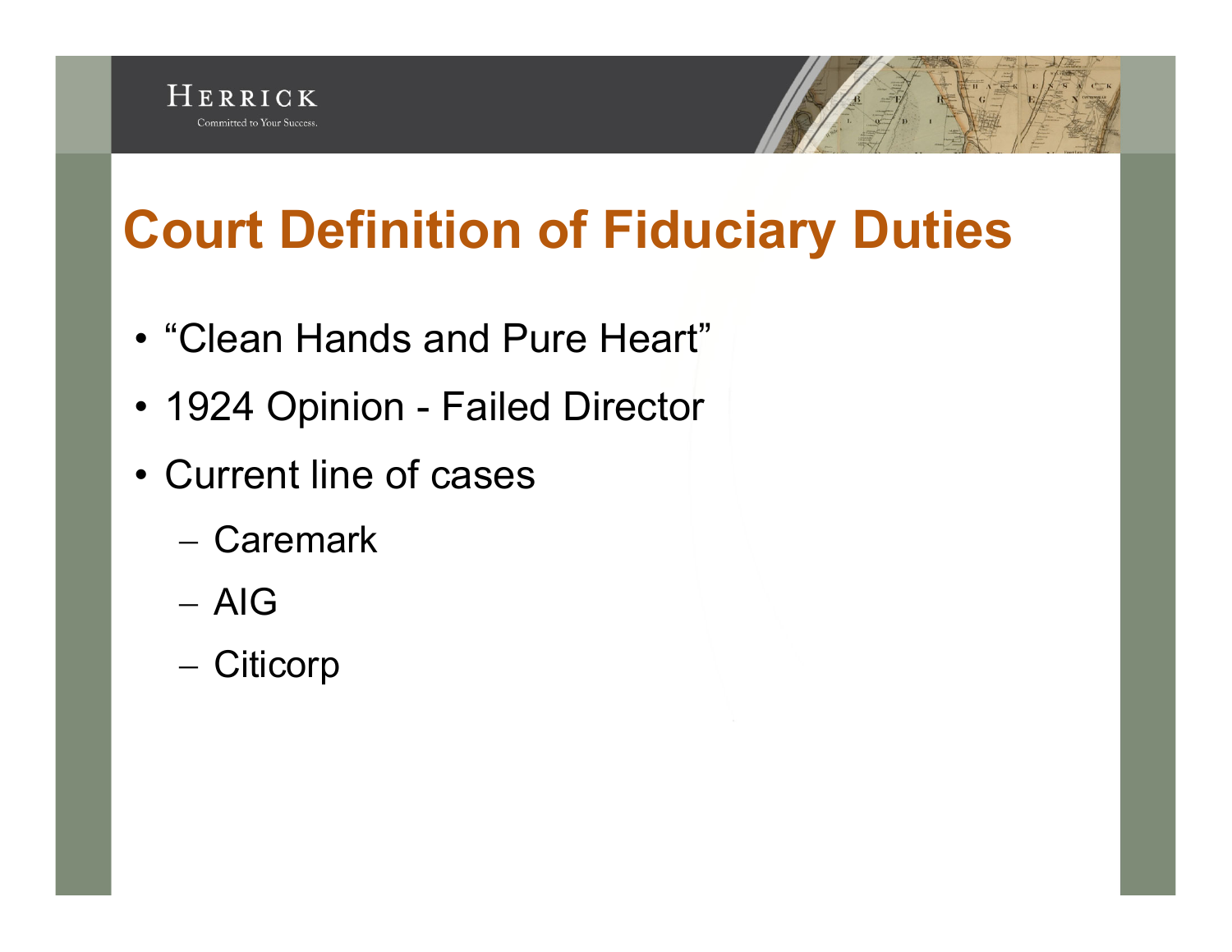# Court Definition of Fiduciary Duties

- "Clean Hands and Pure Heart"
- 1924 Opinion - Failed Director
- Current line of cases
  - Caremark
  - AIG
  - Citicorp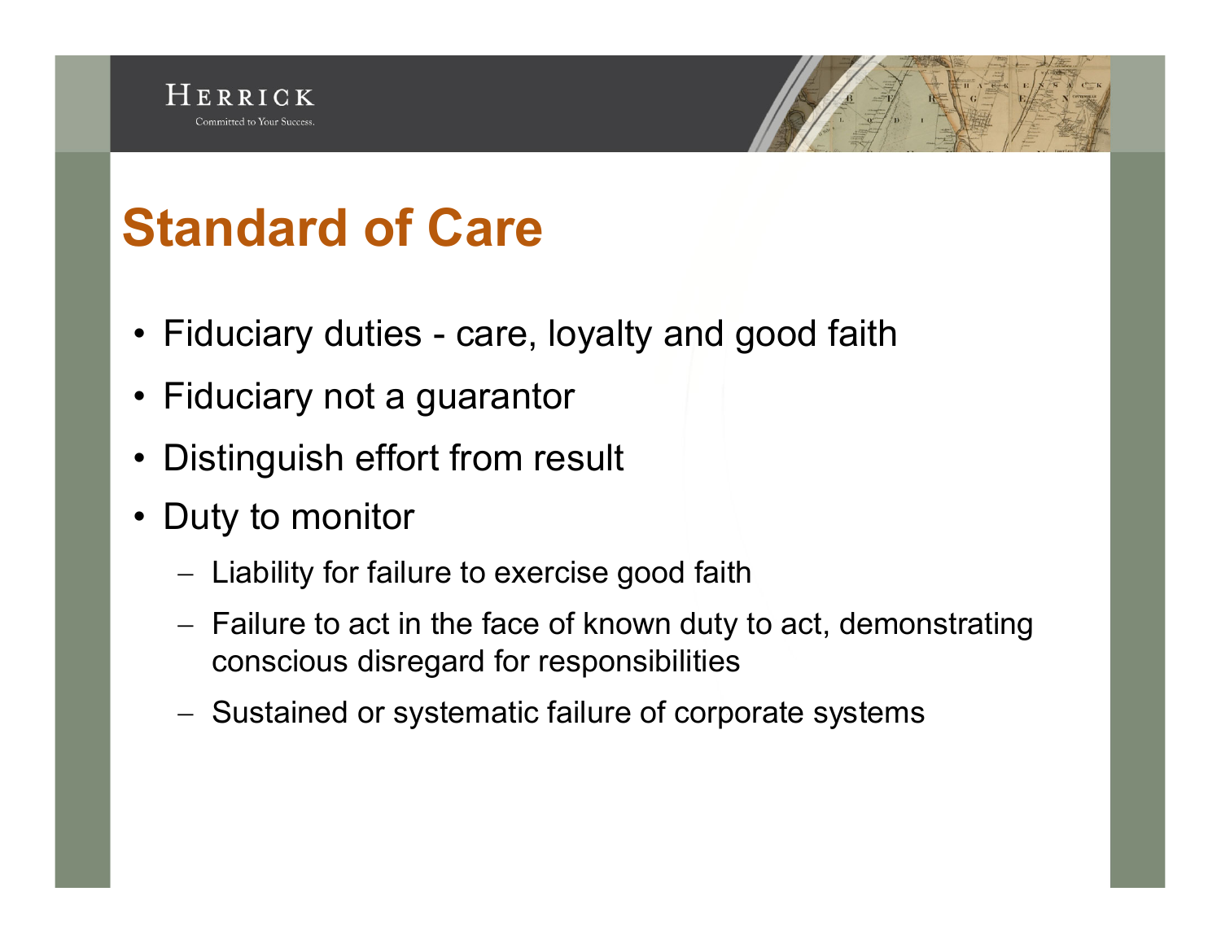# Standard of Care

- Fiduciary duties - care, loyalty and good faith
- Fiduciary not a guarantor
- Distinguish effort from result
- Duty to monitor
  - Liability for failure to exercise good faith
  - Failure to act in the face of known duty to act, demonstrating conscious disregard for responsibilities
  - Sustained or systematic failure of corporate systems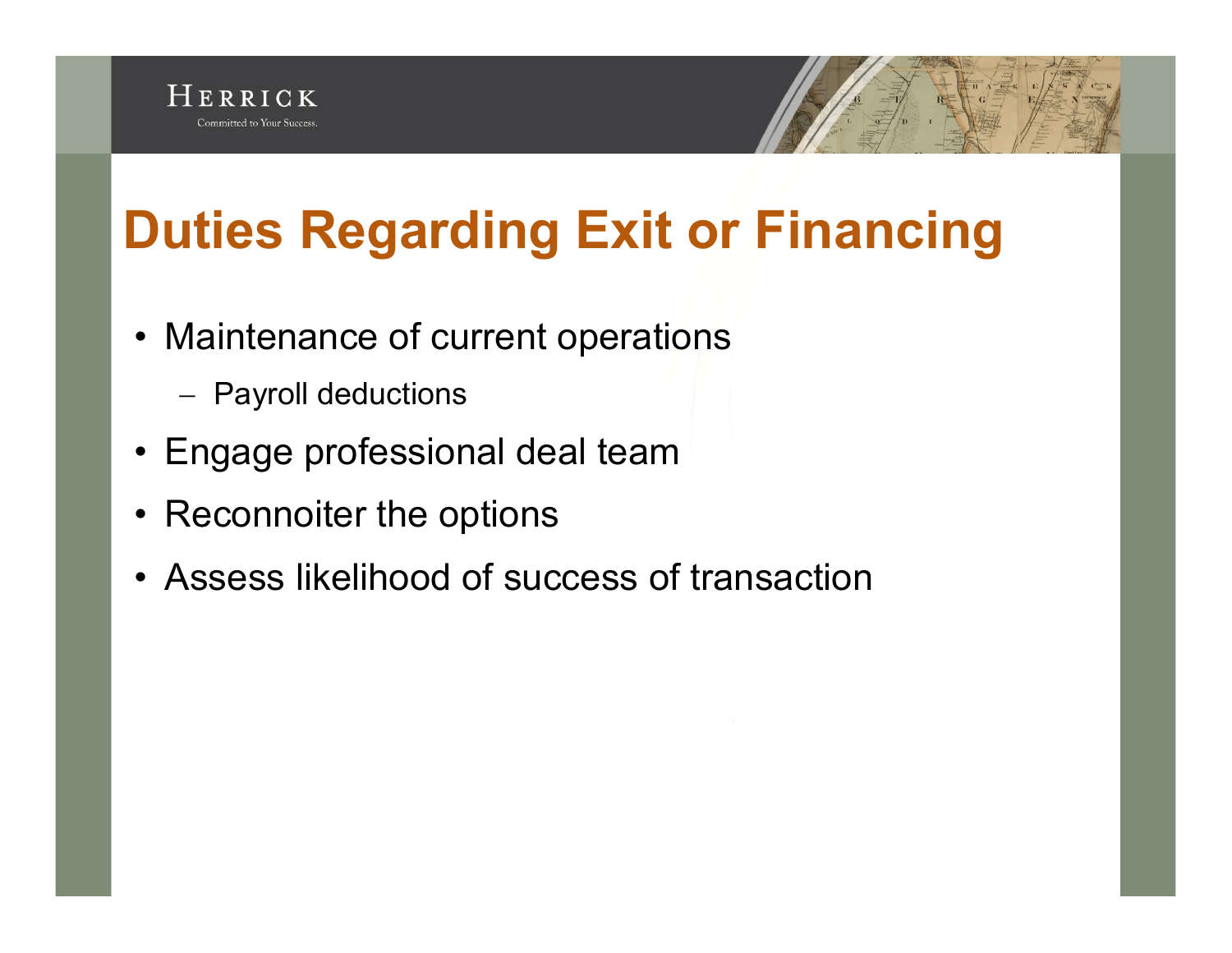# Duties Regarding Exit or Financing

- Maintenance of current operations
  - Payroll deductions
- Engage professional deal team
- Reconnoiter the options
- Assess likelihood of success of transaction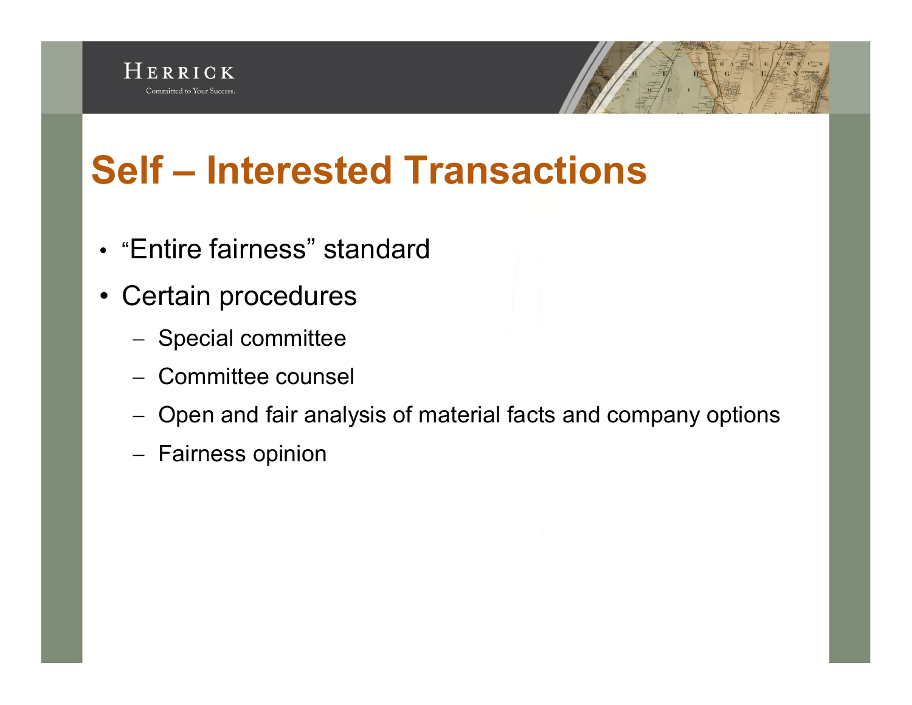# Self – Interested Transactions

- "Entire fairness" standard
- Certain procedures
  - Special committee
  - Committee counsel
  - Open and fair analysis of material facts and company options
  - Fairness opinion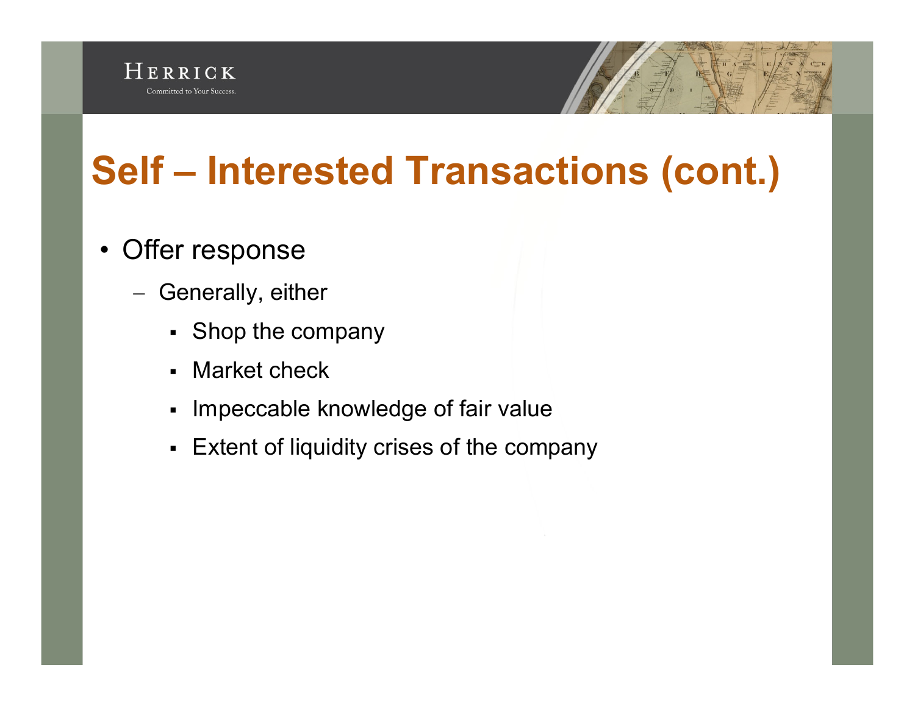# Self – Interested Transactions (cont.)

- Offer response
  - Generally, either
    - Shop the company
    - Market check
    - Impeccable knowledge of fair value
    - Extent of liquidity crises of the company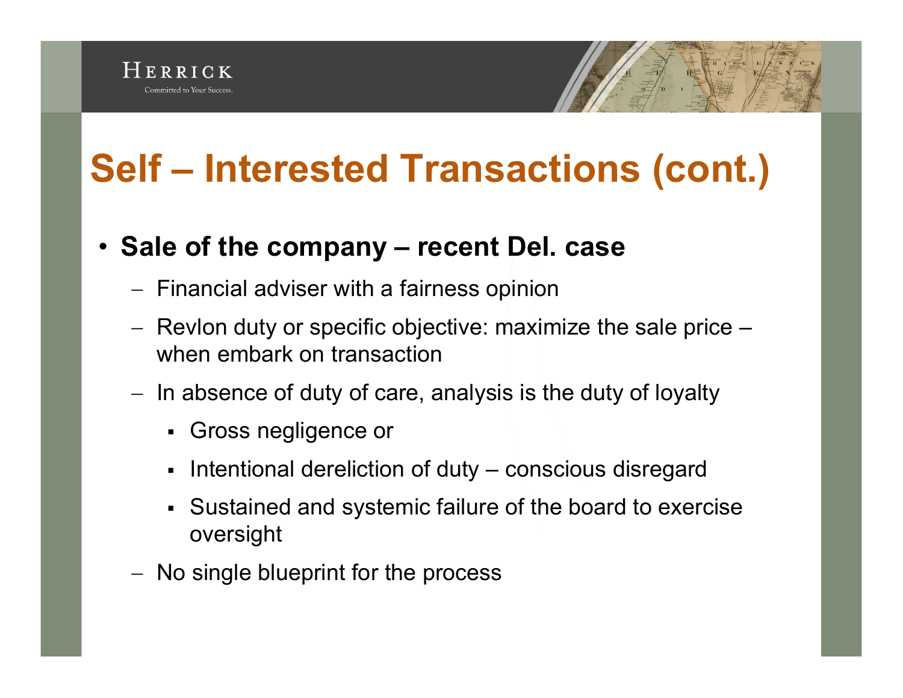# Self – Interested Transactions (cont.)

- **Sale of the company – recent Del. case**
  - Financial adviser with a fairness opinion
  - Revlon duty or specific objective: maximize the sale price – when embark on transaction
  - In absence of duty of care, analysis is the duty of loyalty
    - Gross negligence or
    - Intentional dereliction of duty – conscious disregard
    - Sustained and systemic failure of the board to exercise oversight
  - No single blueprint for the process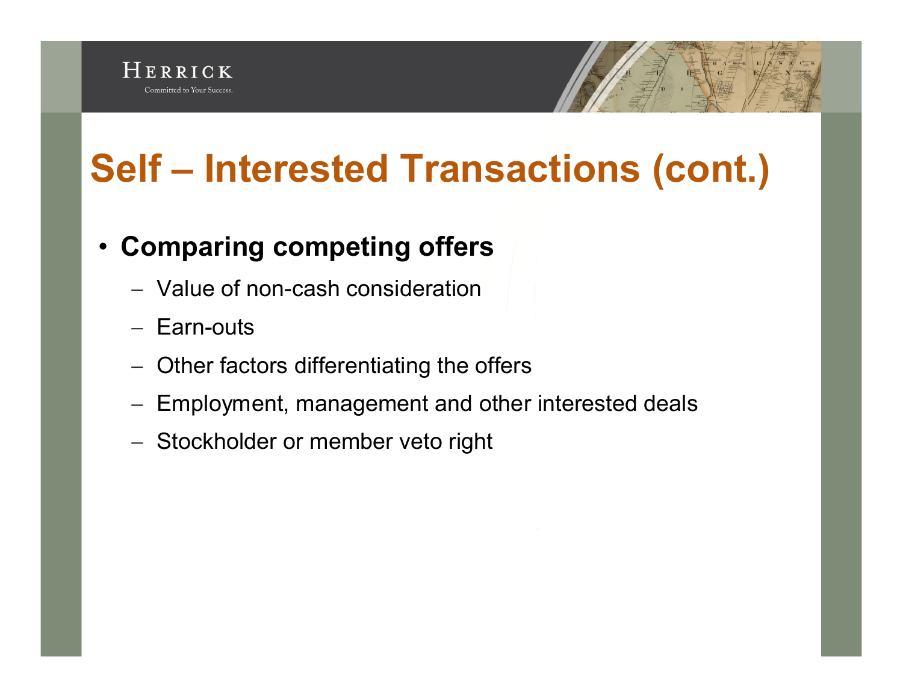# Self – Interested Transactions (cont.)

- **Comparing competing offers**
  - Value of non-cash consideration
  - Earn-outs
  - Other factors differentiating the offers
  - Employment, management and other interested deals
  - Stockholder or member veto right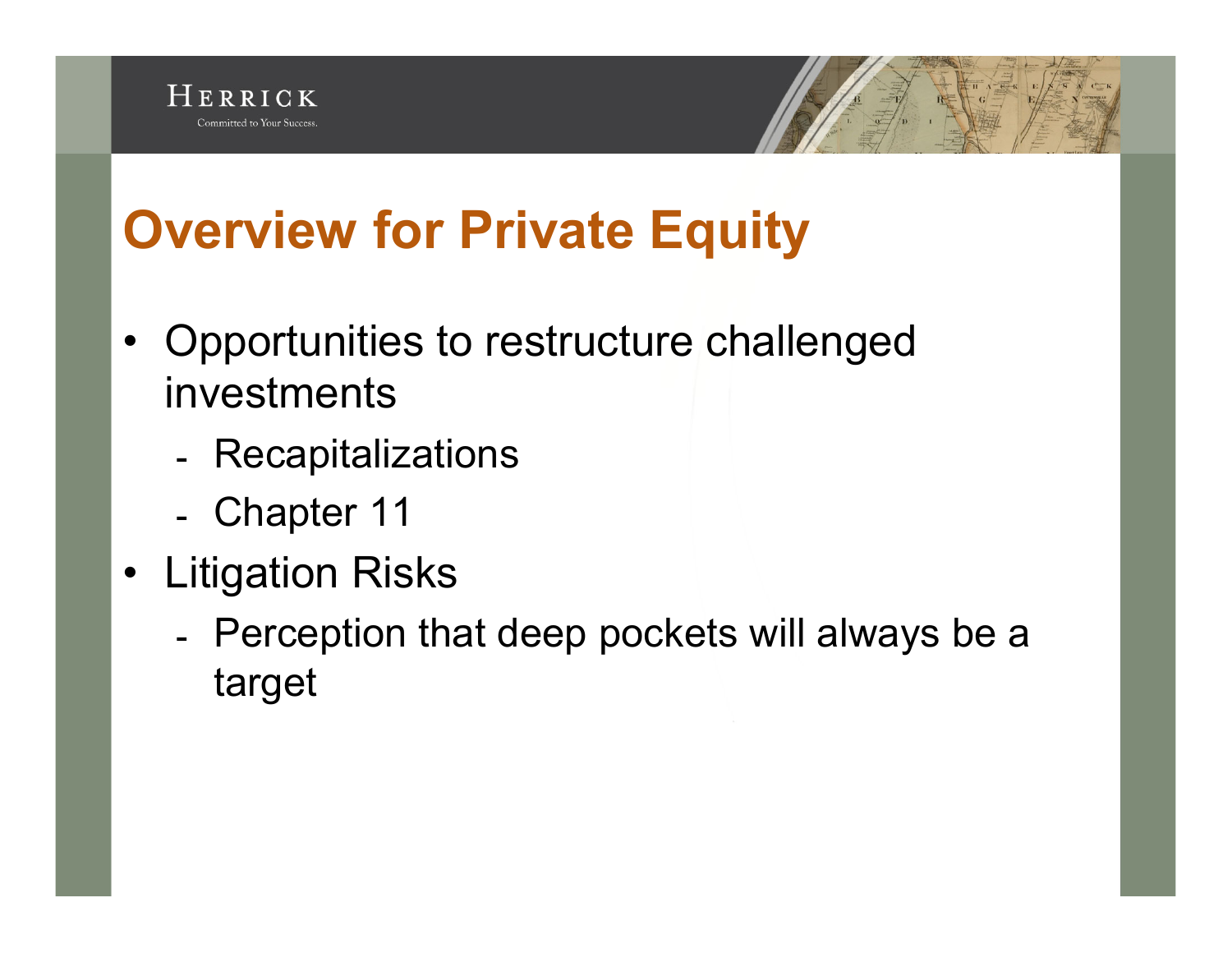# Overview for Private Equity

- Opportunities to restructure challenged investments
  - Recapitalizations
  - Chapter 11
- Litigation Risks
  - Perception that deep pockets will always be a target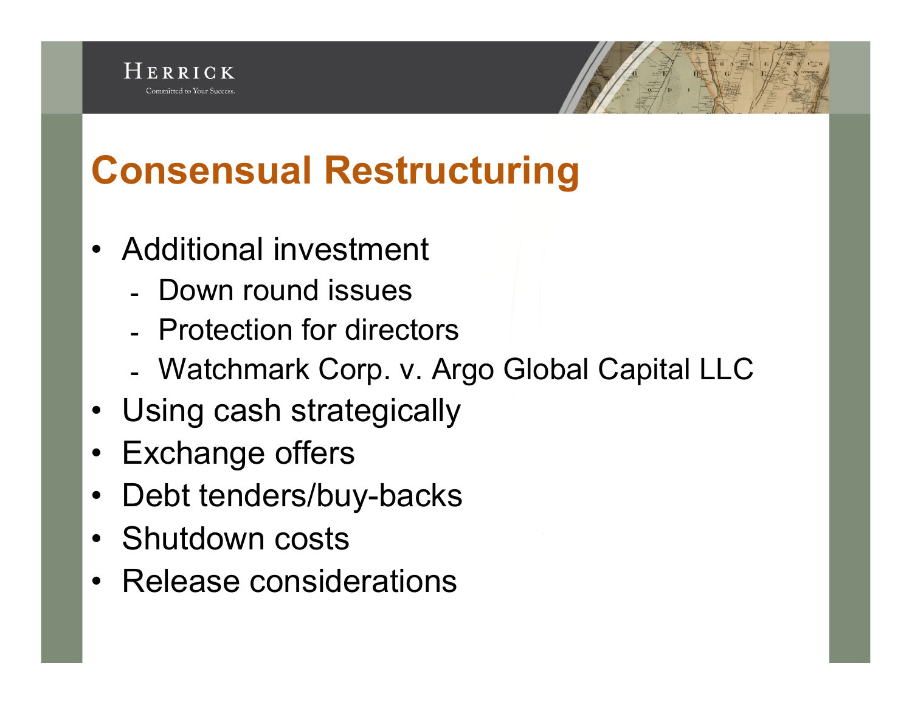# Consensual Restructuring

- Additional investment
  - Down round issues
  - Protection for directors
  - Watchmark Corp. v. Argo Global Capital LLC
- Using cash strategically
- Exchange offers
- Debt tenders/buy-backs
- Shutdown costs
- Release considerations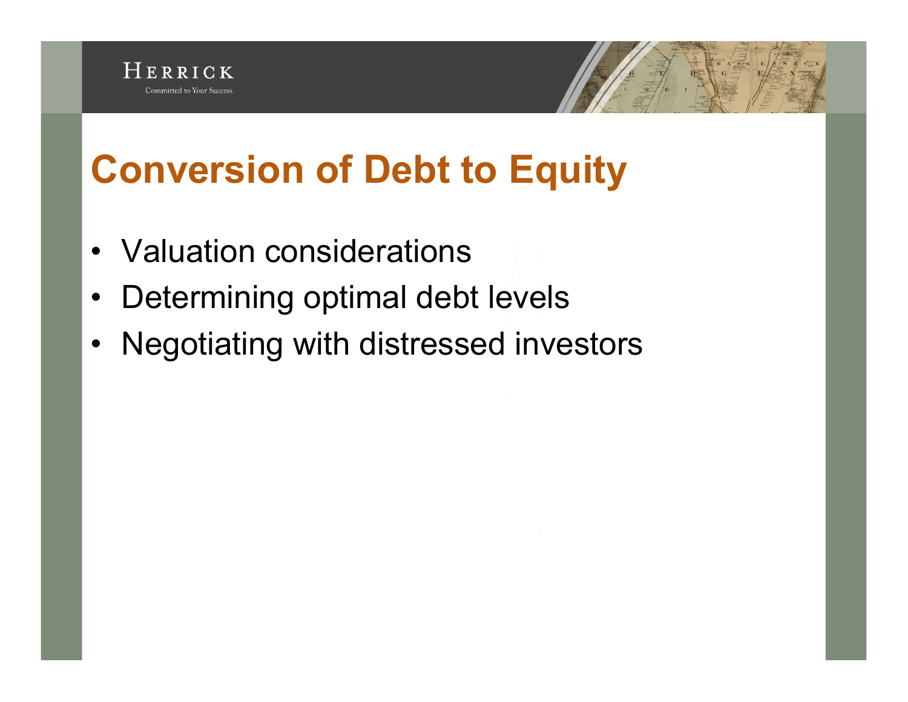# Conversion of Debt to Equity

- Valuation considerations
- Determining optimal debt levels
- Negotiating with distressed investors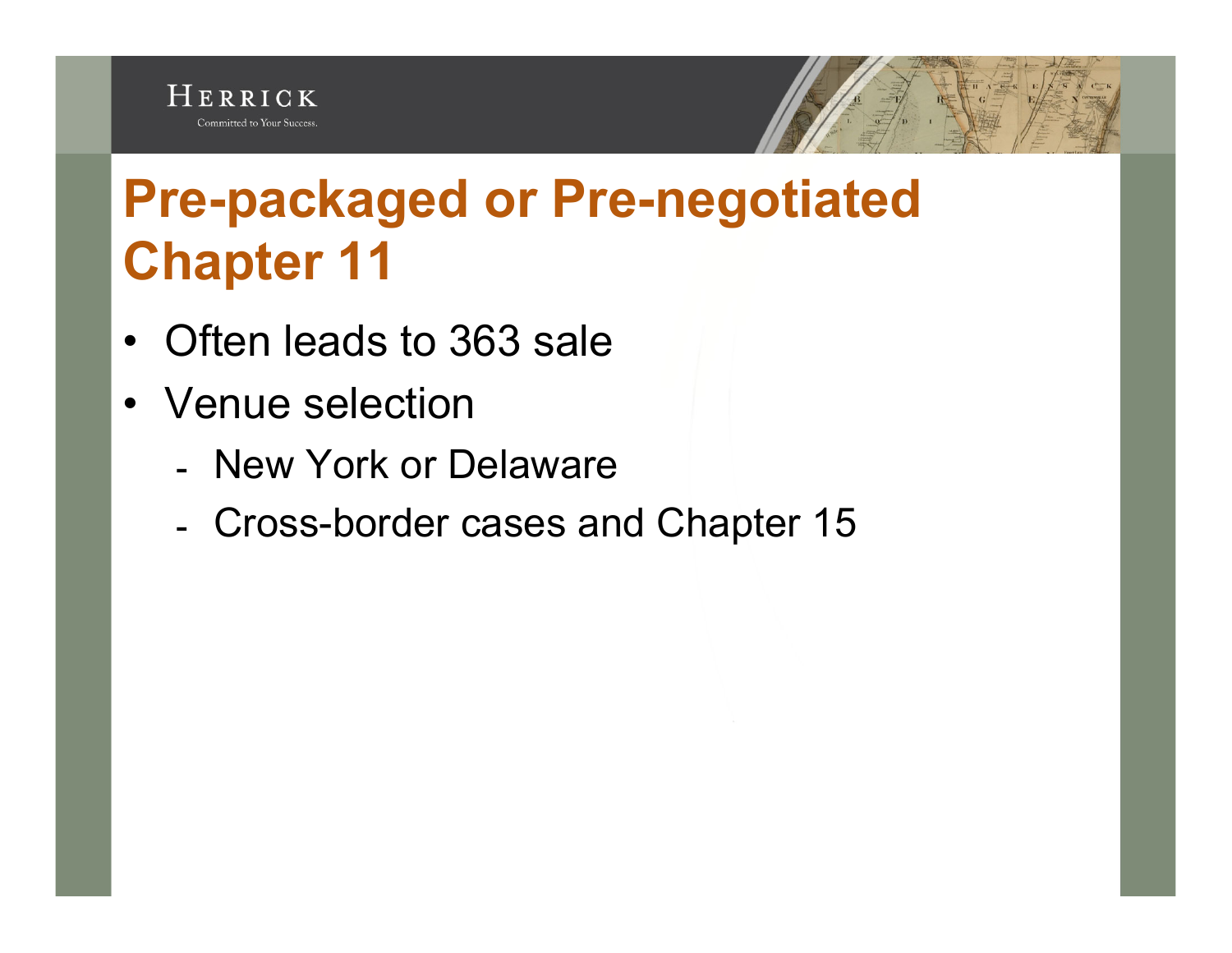# Pre-packaged or Pre-negotiated Chapter 11

- Often leads to 363 sale
- Venue selection
  - New York or Delaware
  - Cross-border cases and Chapter 15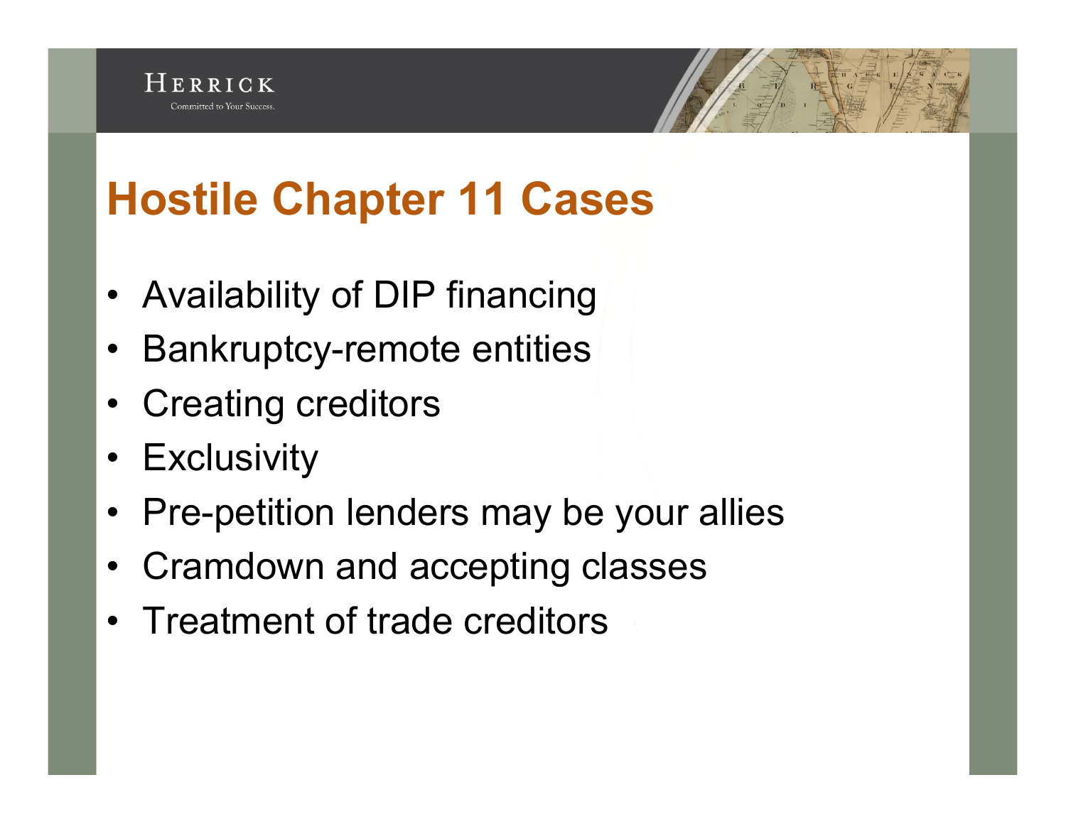# Hostile Chapter 11 Cases

- Availability of DIP financing
- Bankruptcy-remote entities
- Creating creditors
- Exclusivity
- Pre-petition lenders may be your allies
- Cramdown and accepting classes
- Treatment of trade creditors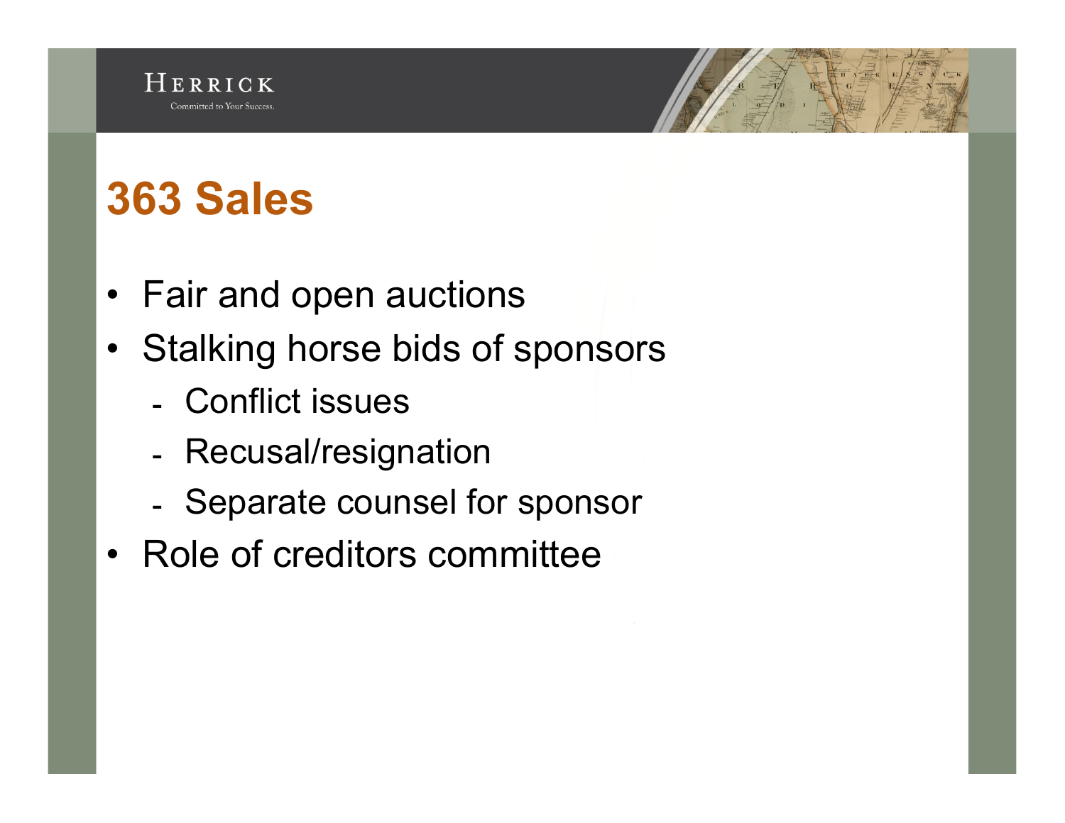# 363 Sales

- Fair and open auctions
- Stalking horse bids of sponsors
  - Conflict issues
  - Recusal/resignation
  - Separate counsel for sponsor
- Role of creditors committee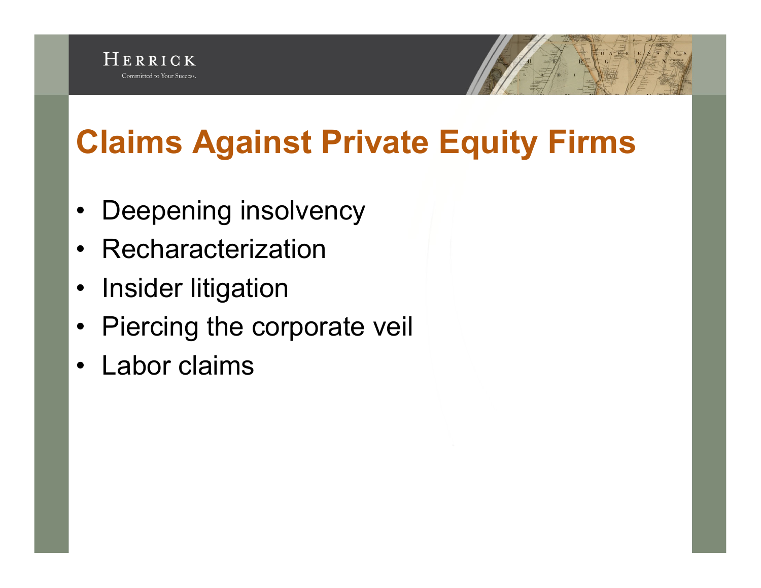# Claims Against Private Equity Firms

- Deepening insolvency
- Recharacterization
- Insider litigation
- Piercing the corporate veil
- Labor claims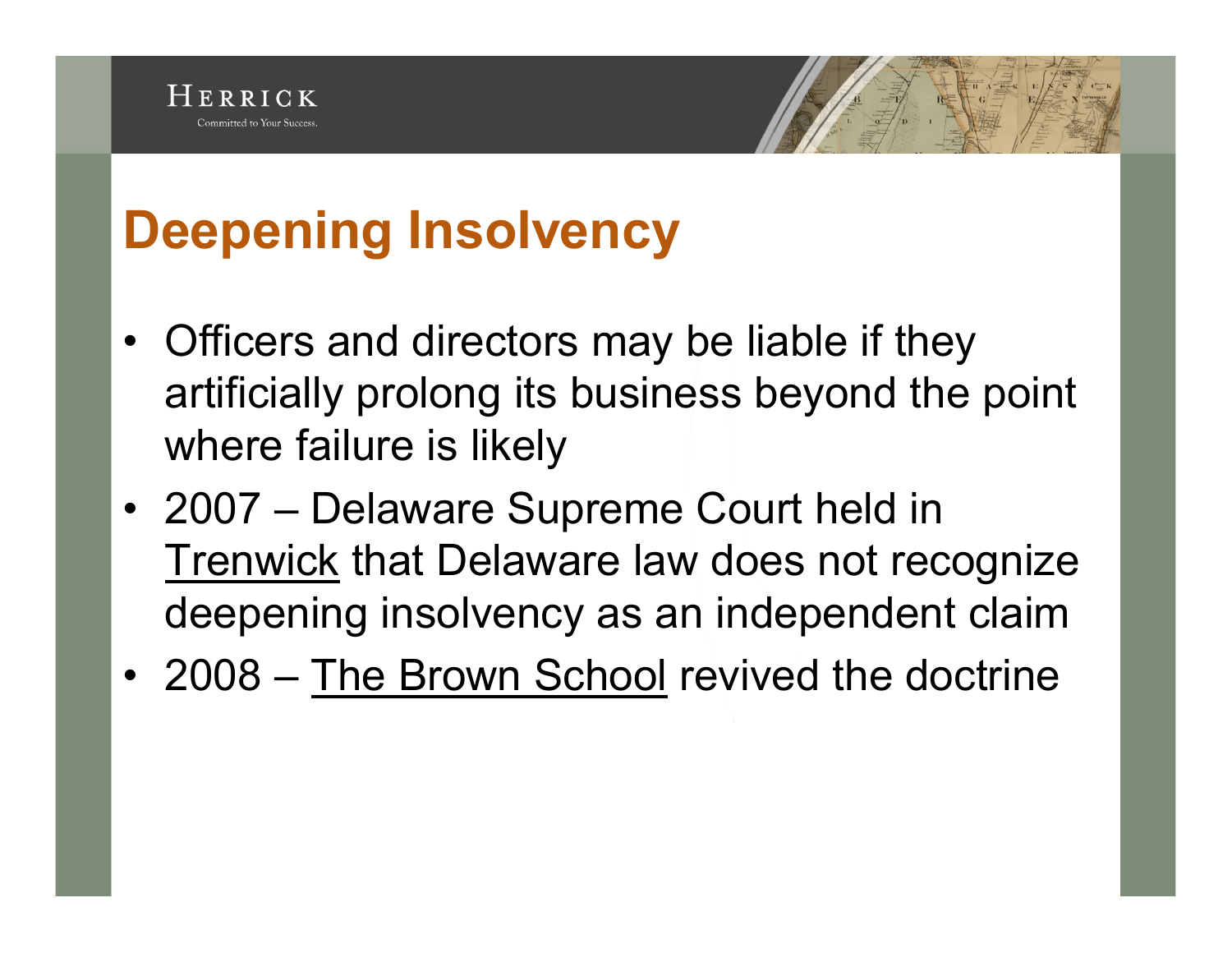# Deepening Insolvency

- Officers and directors may be liable if they artificially prolong its business beyond the point where failure is likely
- 2007 – Delaware Supreme Court held in Trenwick that Delaware law does not recognize deepening insolvency as an independent claim
- 2008 – The Brown School revived the doctrine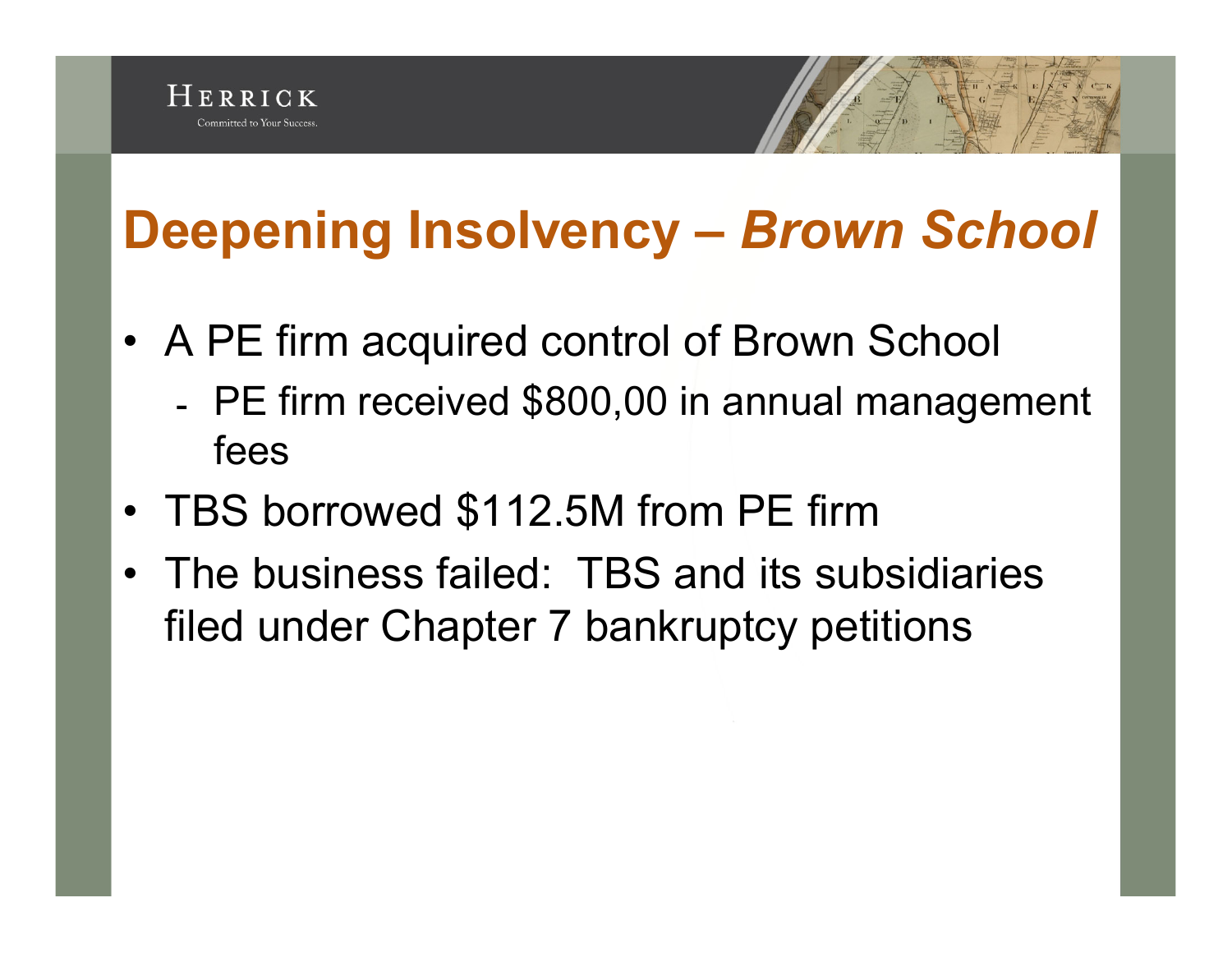# Deepening Insolvency – *Brown School*

- A PE firm acquired control of Brown School
  - PE firm received $800,00 in annual management fees
- TBS borrowed $112.5M from PE firm
- The business failed: TBS and its subsidiaries filed under Chapter 7 bankruptcy petitions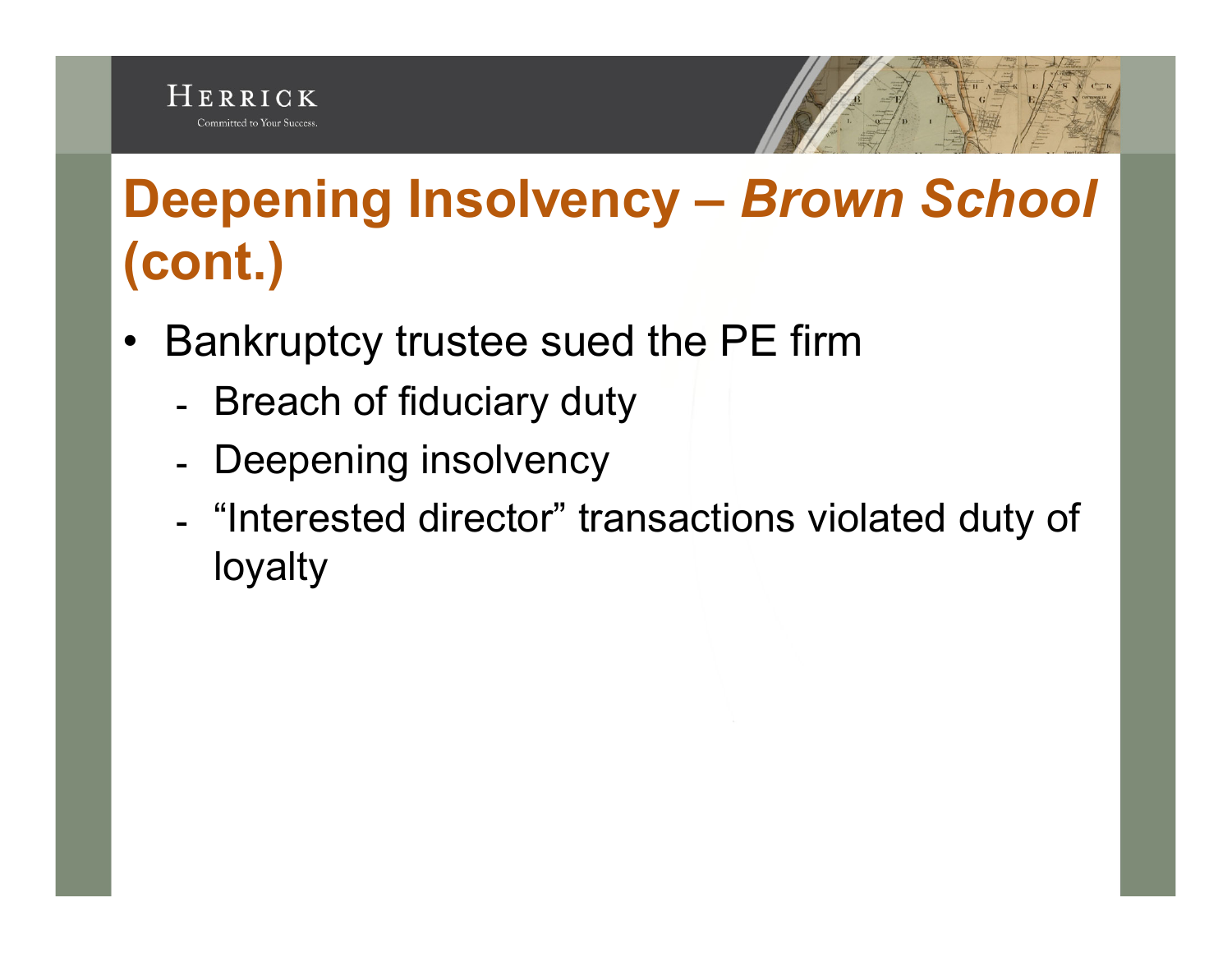# Deepening Insolvency – *Brown School* (cont.)

- Bankruptcy trustee sued the PE firm
  - Breach of fiduciary duty
  - Deepening insolvency
  - "Interested director" transactions violated duty of loyalty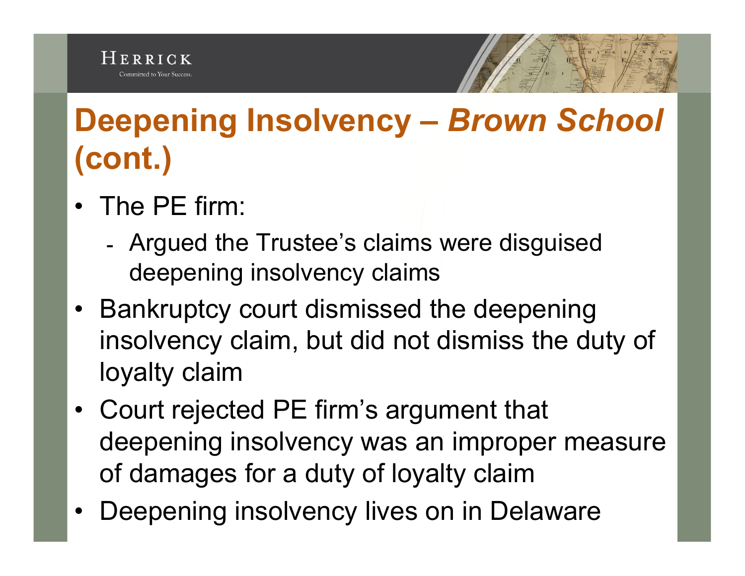# Deepening Insolvency – *Brown School* (cont.)

- The PE firm:
  - Argued the Trustee's claims were disguised deepening insolvency claims
- Bankruptcy court dismissed the deepening insolvency claim, but did not dismiss the duty of loyalty claim
- Court rejected PE firm's argument that deepening insolvency was an improper measure of damages for a duty of loyalty claim
- Deepening insolvency lives on in Delaware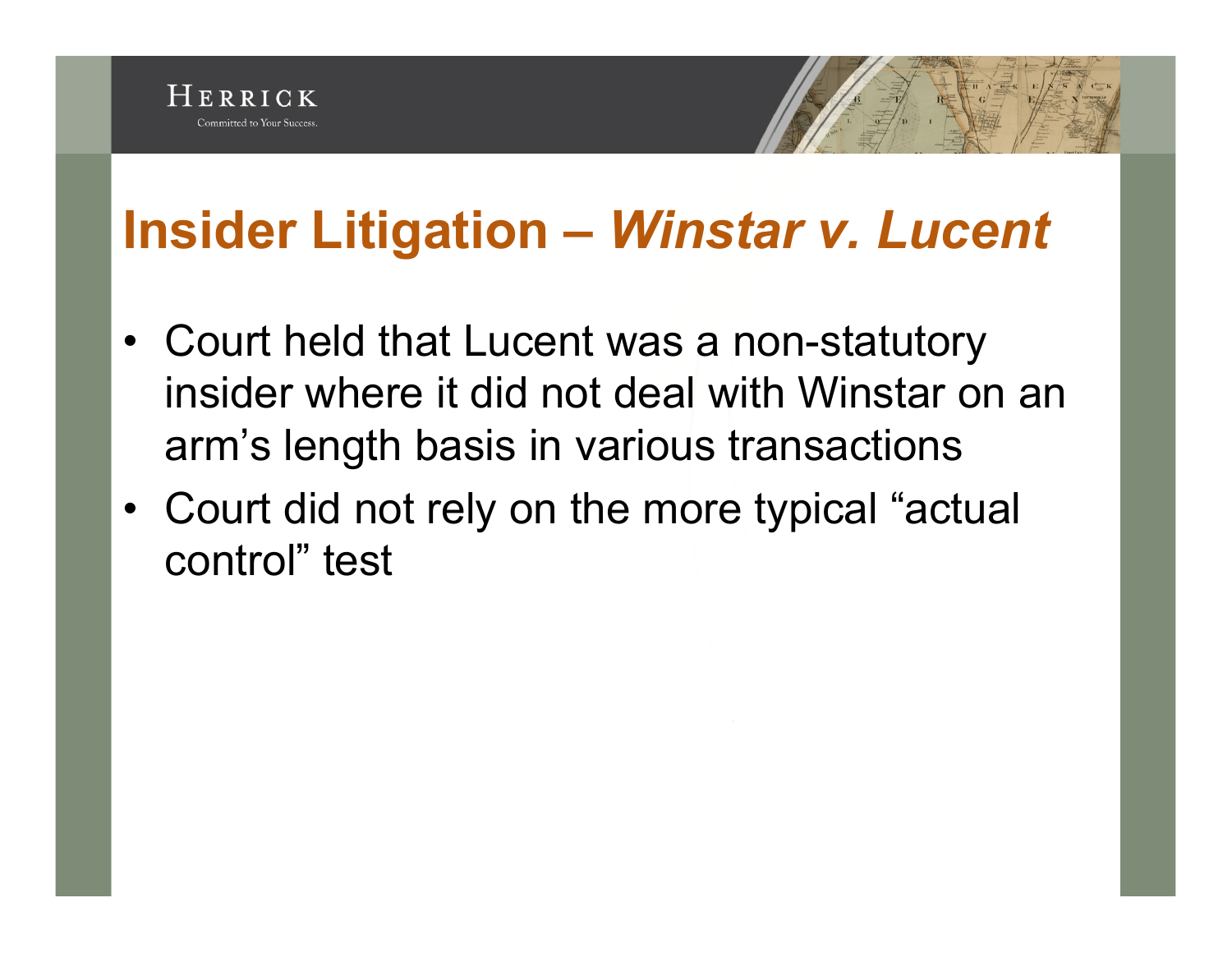# Insider Litigation – *Winstar v. Lucent*

- Court held that Lucent was a non-statutory insider where it did not deal with Winstar on an arm's length basis in various transactions
- Court did not rely on the more typical "actual control" test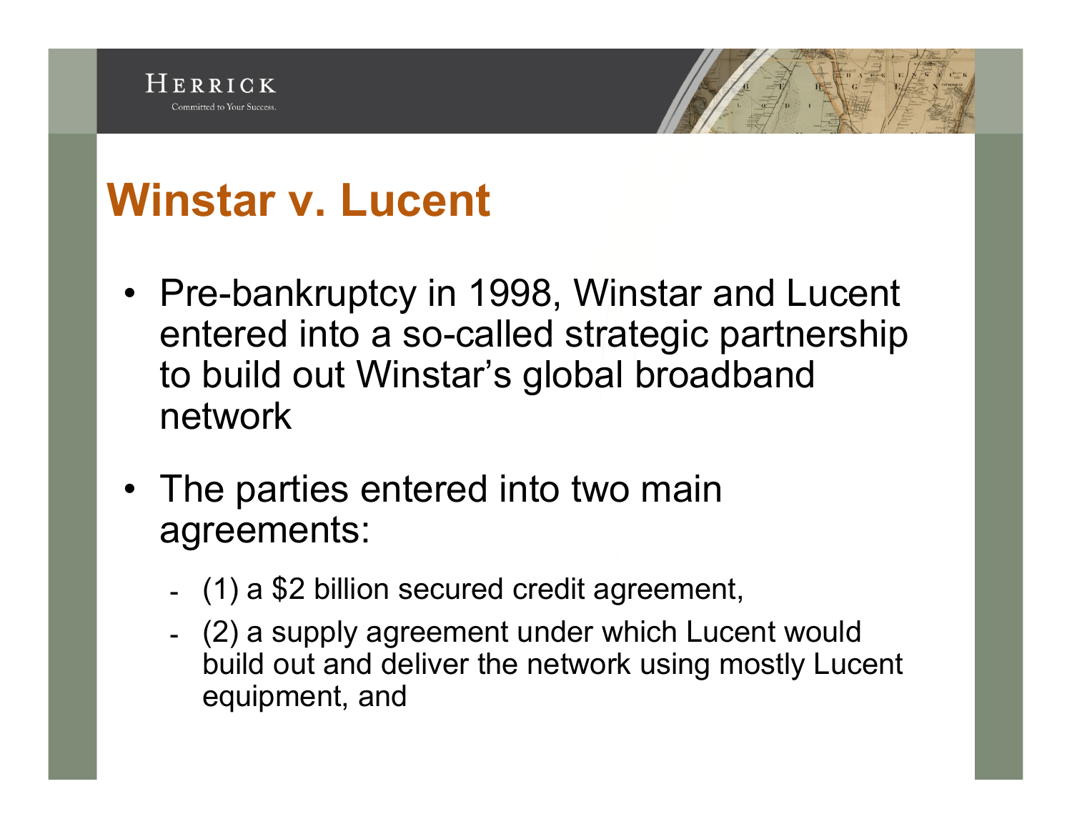# Winstar v. Lucent

- Pre-bankruptcy in 1998, Winstar and Lucent entered into a so-called strategic partnership to build out Winstar's global broadband network
- The parties entered into two main agreements:
  - (1) a $2 billion secured credit agreement,
  - (2) a supply agreement under which Lucent would build out and deliver the network using mostly Lucent equipment, and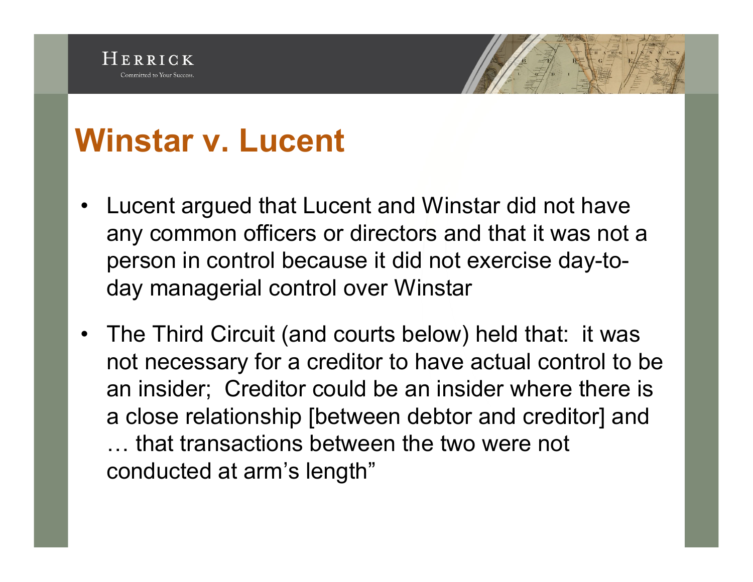# Winstar v. Lucent

- Lucent argued that Lucent and Winstar did not have any common officers or directors and that it was not a person in control because it did not exercise day-to-day managerial control over Winstar
- The Third Circuit (and courts below) held that: it was not necessary for a creditor to have actual control to be an insider; Creditor could be an insider where there is a close relationship [between debtor and creditor] and … that transactions between the two were not conducted at arm's length"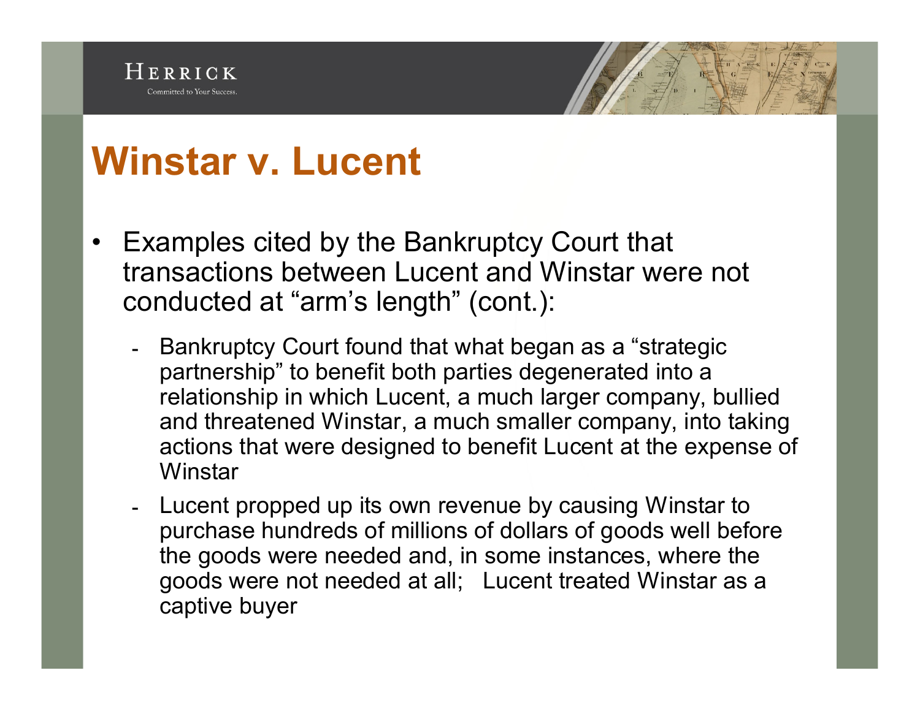# Winstar v. Lucent

- Examples cited by the Bankruptcy Court that transactions between Lucent and Winstar were not conducted at "arm's length" (cont.):
  - Bankruptcy Court found that what began as a "strategic partnership" to benefit both parties degenerated into a relationship in which Lucent, a much larger company, bullied and threatened Winstar, a much smaller company, into taking actions that were designed to benefit Lucent at the expense of Winstar
  - Lucent propped up its own revenue by causing Winstar to purchase hundreds of millions of dollars of goods well before the goods were needed and, in some instances, where the goods were not needed at all; Lucent treated Winstar as a captive buyer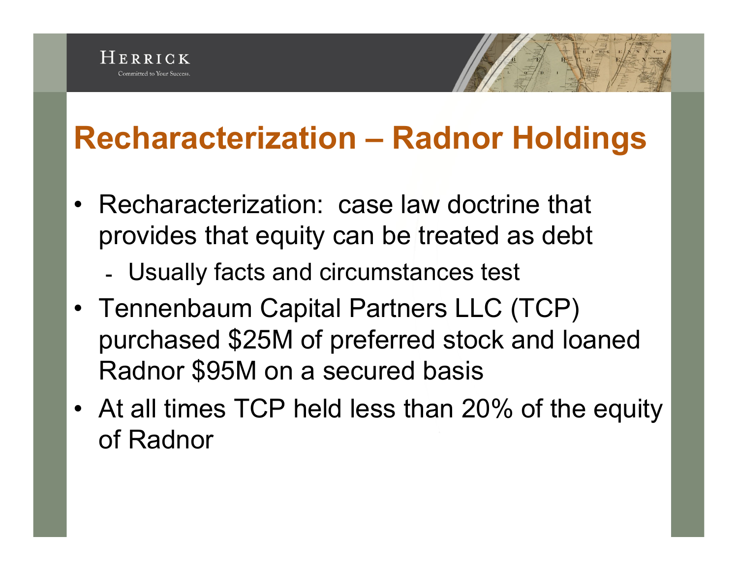# Recharacterization – Radnor Holdings

- Recharacterization: case law doctrine that provides that equity can be treated as debt
  - Usually facts and circumstances test
- Tennenbaum Capital Partners LLC (TCP) purchased $25M of preferred stock and loaned Radnor $95M on a secured basis
- At all times TCP held less than 20% of the equity of Radnor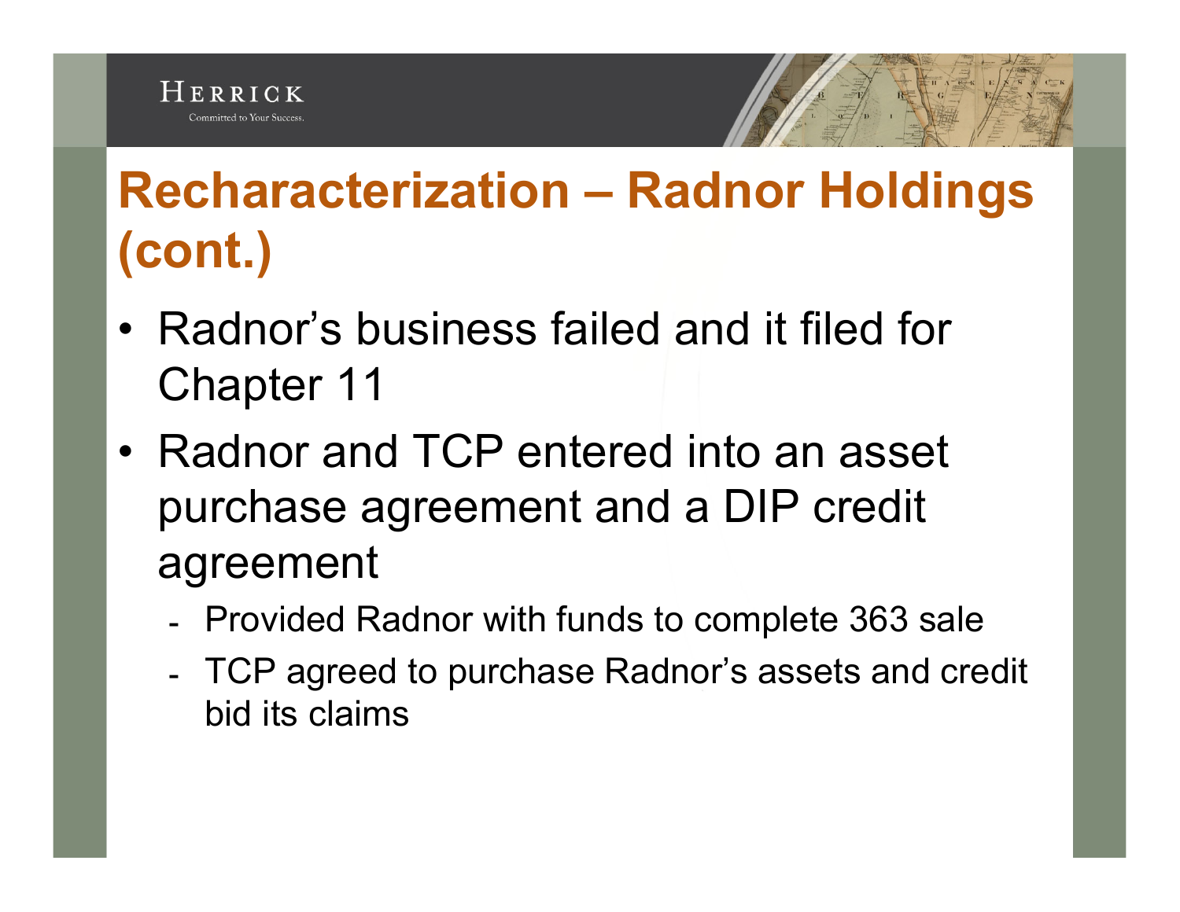# Recharacterization – Radnor Holdings (cont.)

- Radnor's business failed and it filed for Chapter 11
- Radnor and TCP entered into an asset purchase agreement and a DIP credit agreement
  - Provided Radnor with funds to complete 363 sale
  - TCP agreed to purchase Radnor's assets and credit bid its claims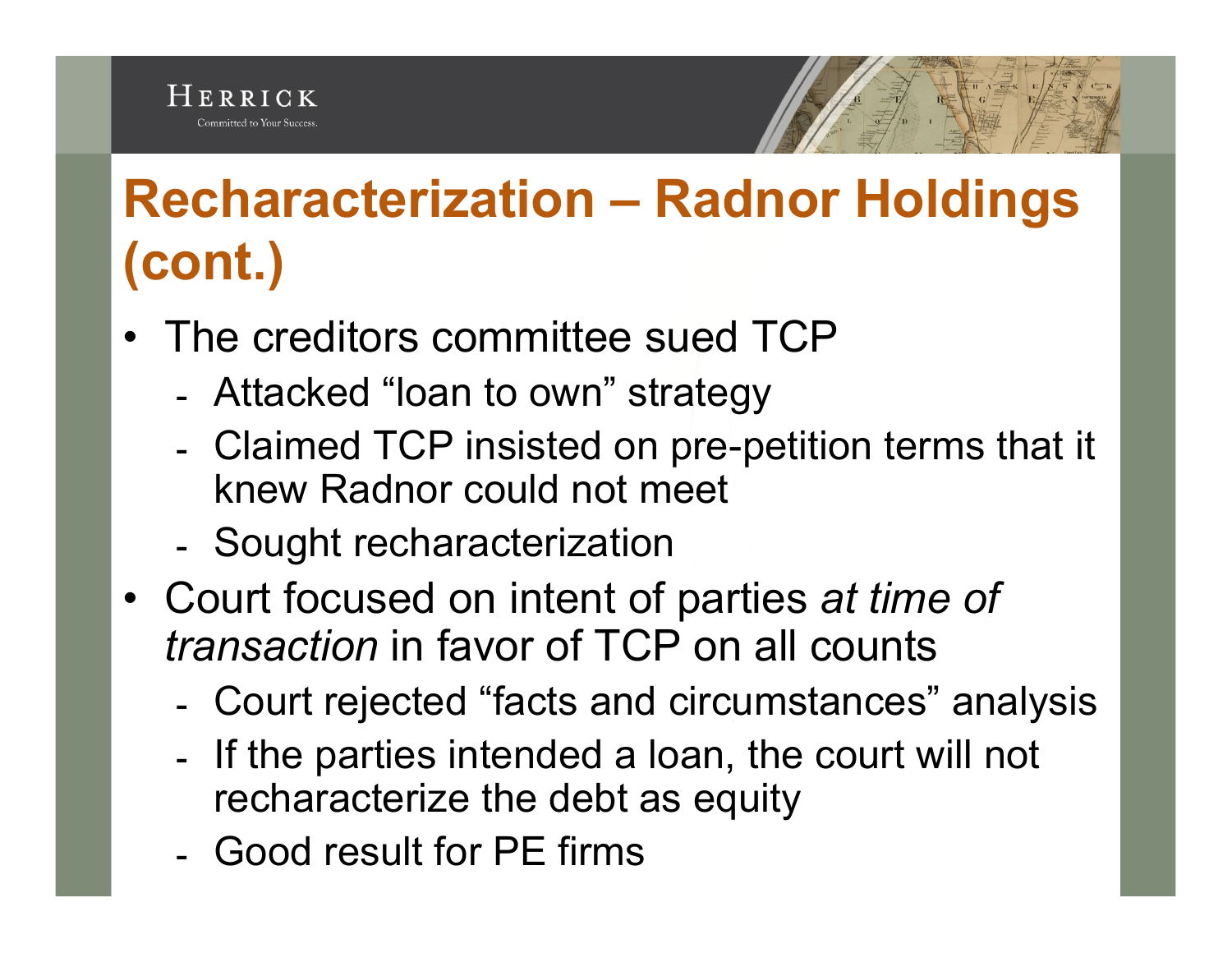# Recharacterization – Radnor Holdings (cont.)

- The creditors committee sued TCP
  - Attacked "loan to own" strategy
  - Claimed TCP insisted on pre-petition terms that it knew Radnor could not meet
  - Sought recharacterization
- Court focused on intent of parties *at time of transaction* in favor of TCP on all counts
  - Court rejected "facts and circumstances" analysis
  - If the parties intended a loan, the court will not recharacterize the debt as equity
  - Good result for PE firms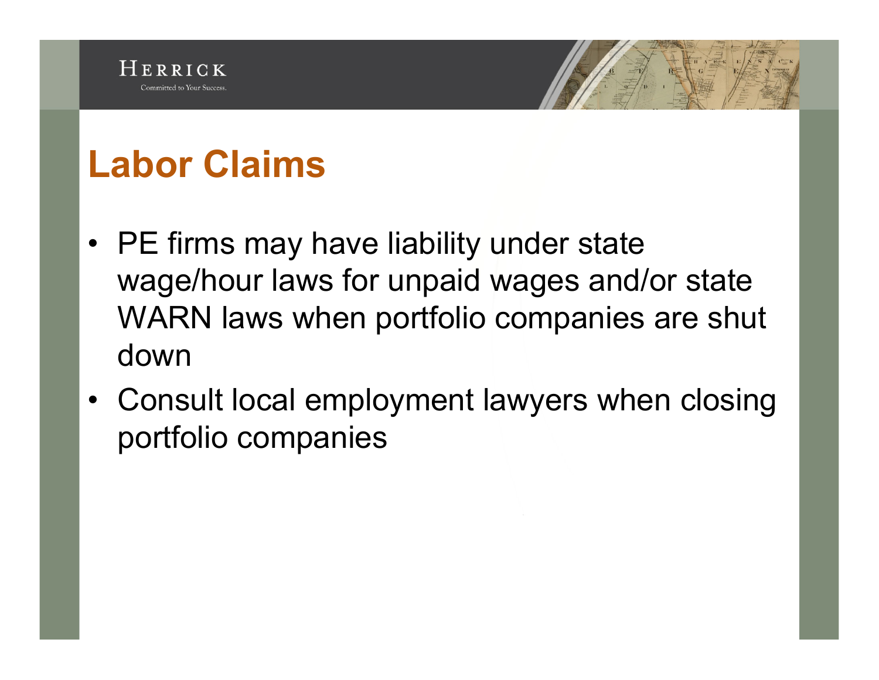# Labor Claims

- PE firms may have liability under state wage/hour laws for unpaid wages and/or state WARN laws when portfolio companies are shut down
- Consult local employment lawyers when closing portfolio companies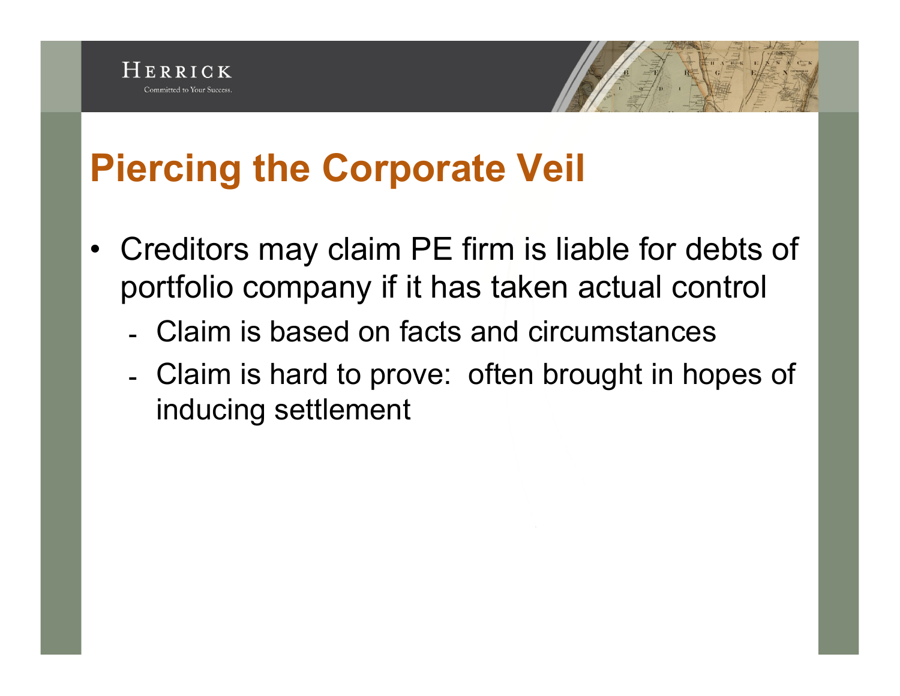# Piercing the Corporate Veil

- Creditors may claim PE firm is liable for debts of portfolio company if it has taken actual control
  - Claim is based on facts and circumstances
  - Claim is hard to prove: often brought in hopes of inducing settlement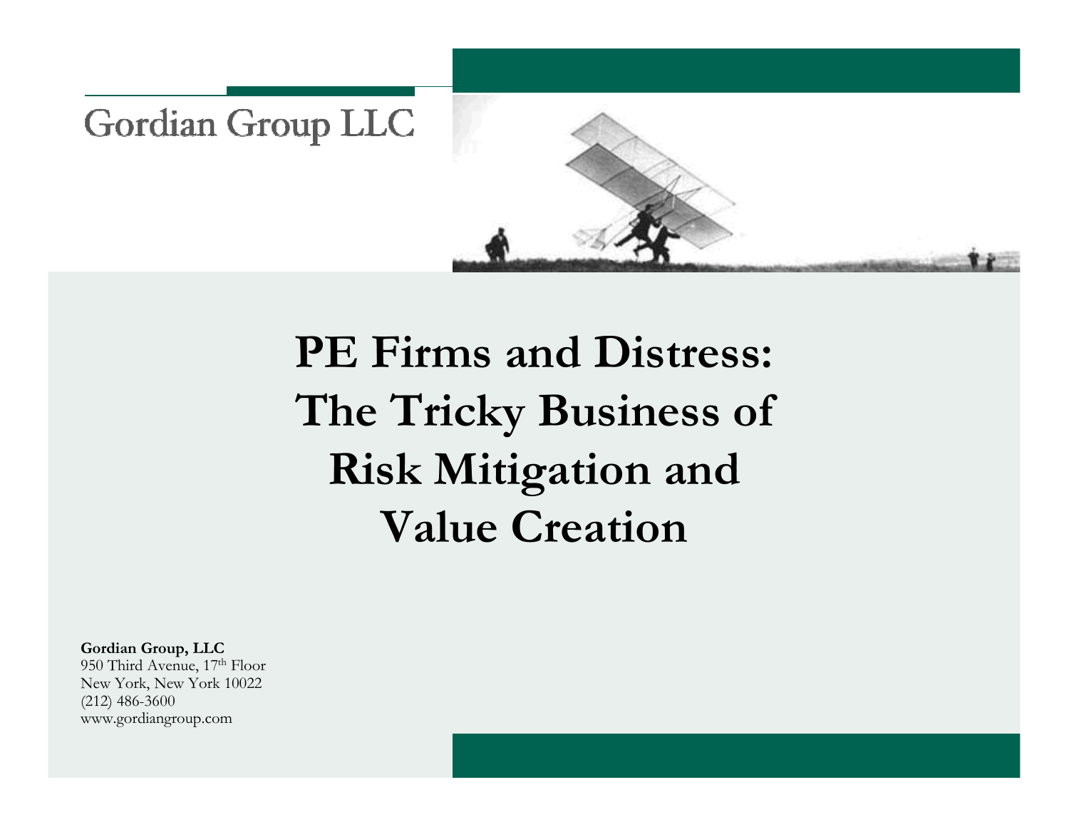Gordian Group LLC

# PE Firms and Distress: The Tricky Business of Risk Mitigation and Value Creation

**Gordian Group, LLC**
950 Third Avenue, 17th Floor
New York, New York 10022
(212) 486-3600
www.gordiangroup.com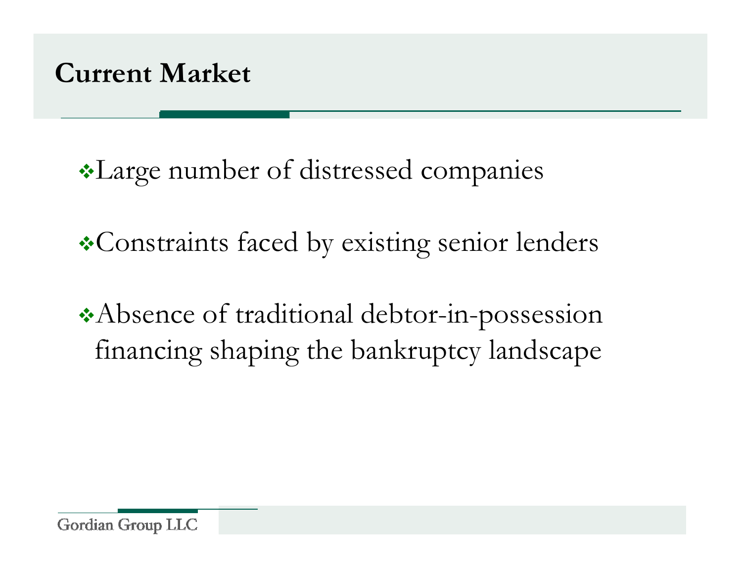# Current Market

- Large number of distressed companies
- Constraints faced by existing senior lenders
- Absence of traditional debtor-in-possession financing shaping the bankruptcy landscape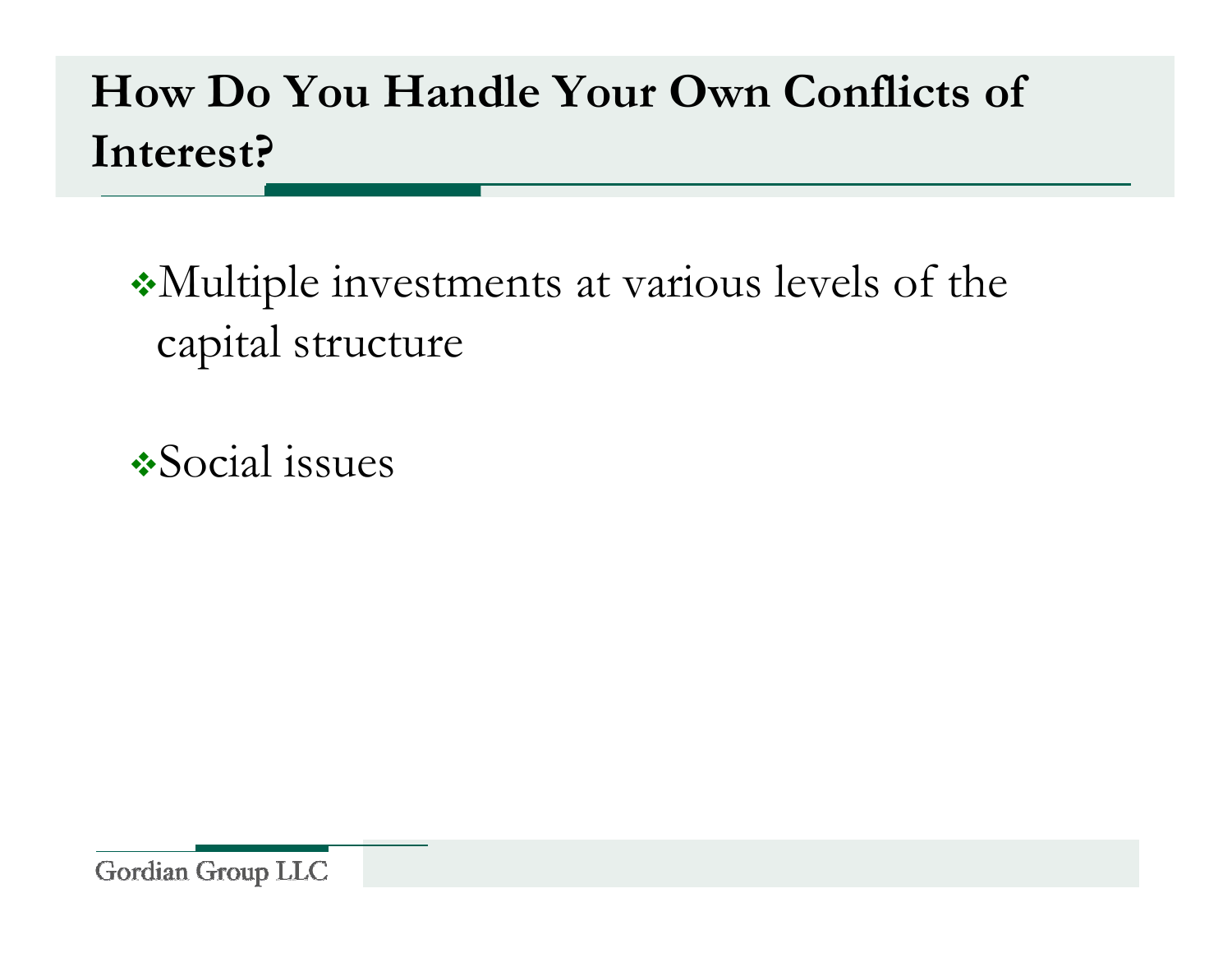# How Do You Handle Your Own Conflicts of Interest?

- Multiple investments at various levels of the capital structure
- Social issues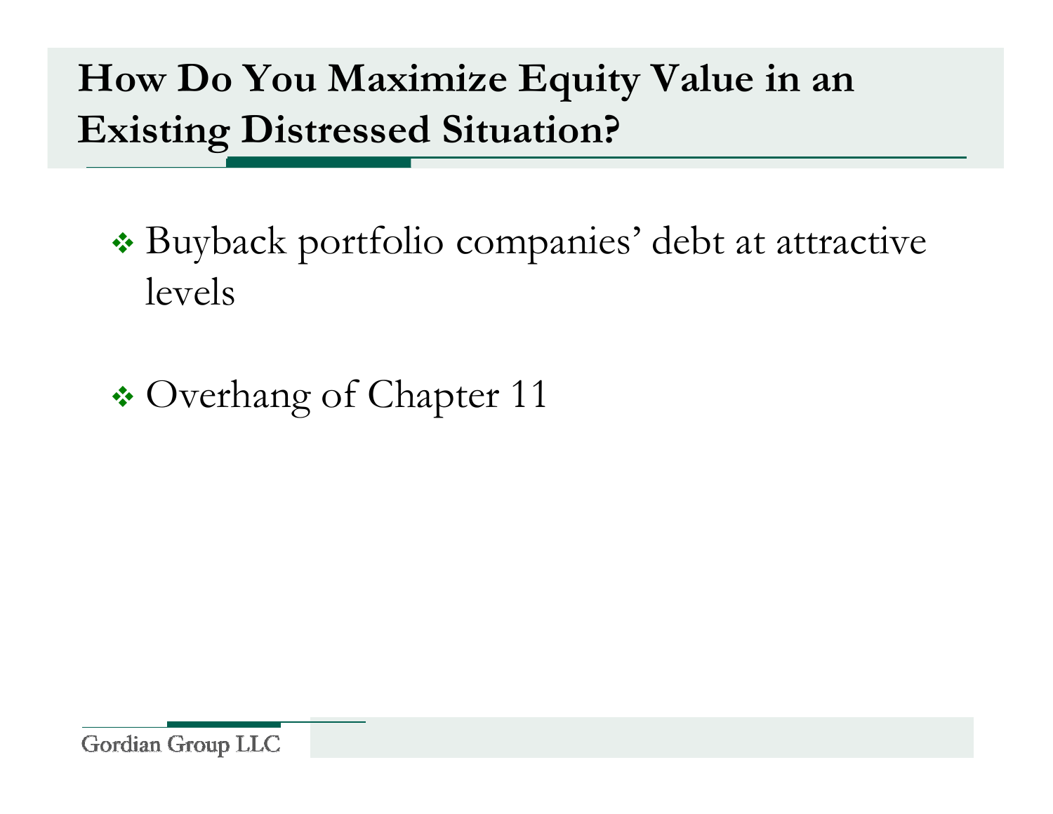# How Do You Maximize Equity Value in an Existing Distressed Situation?

- Buyback portfolio companies' debt at attractive levels
- Overhang of Chapter 11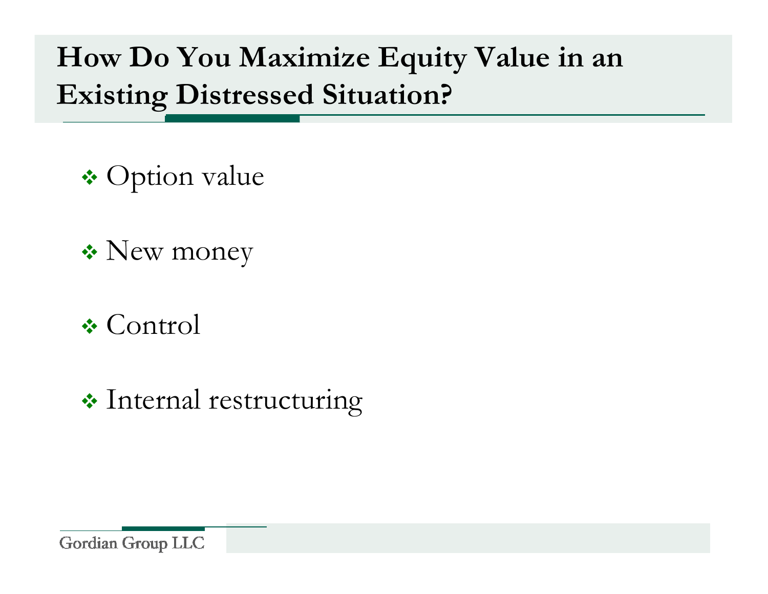# How Do You Maximize Equity Value in an Existing Distressed Situation?

- Option value
- New money
- Control
- Internal restructuring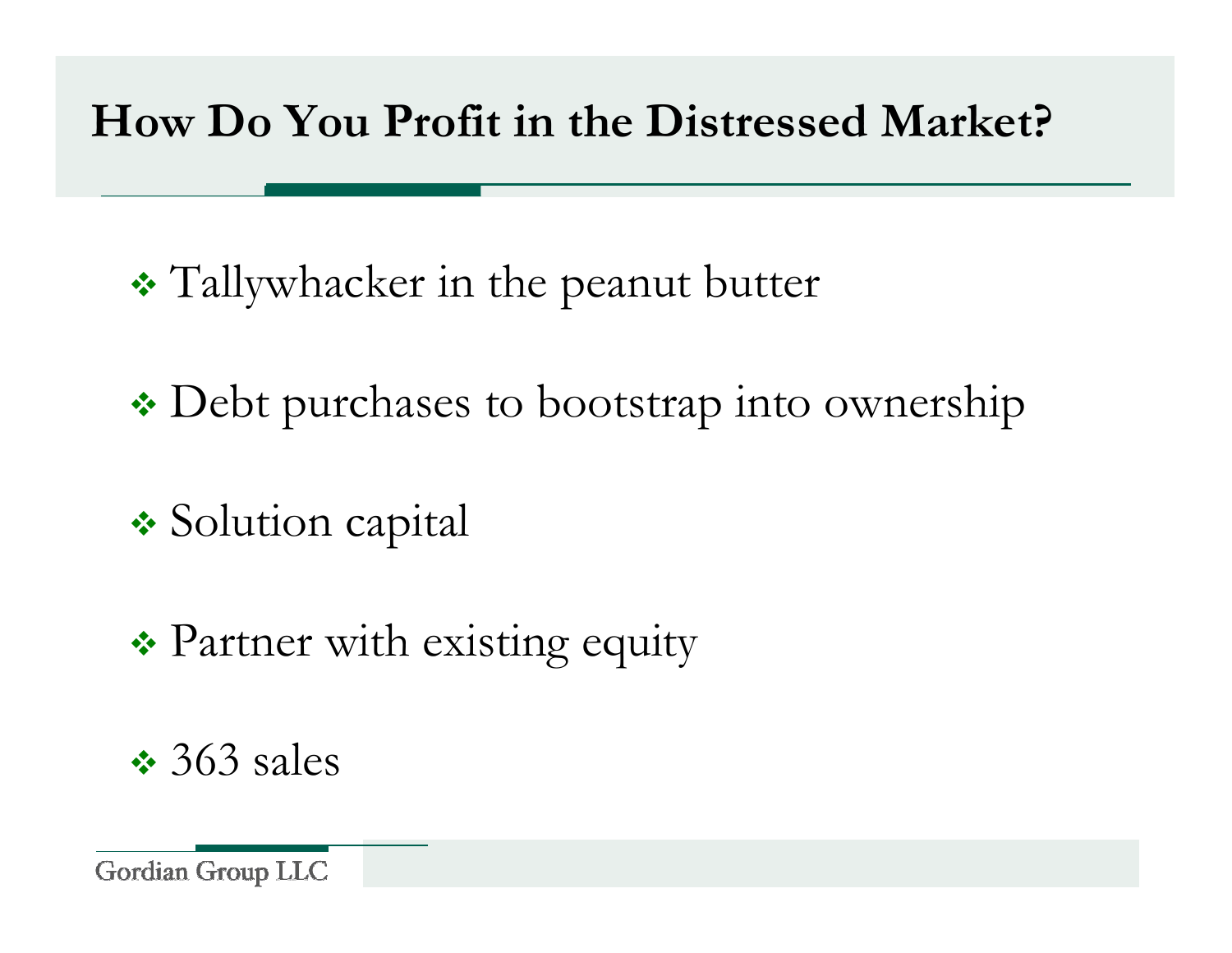# How Do You Profit in the Distressed Market?

- Tallywhacker in the peanut butter
- Debt purchases to bootstrap into ownership
- Solution capital
- Partner with existing equity
- 363 sales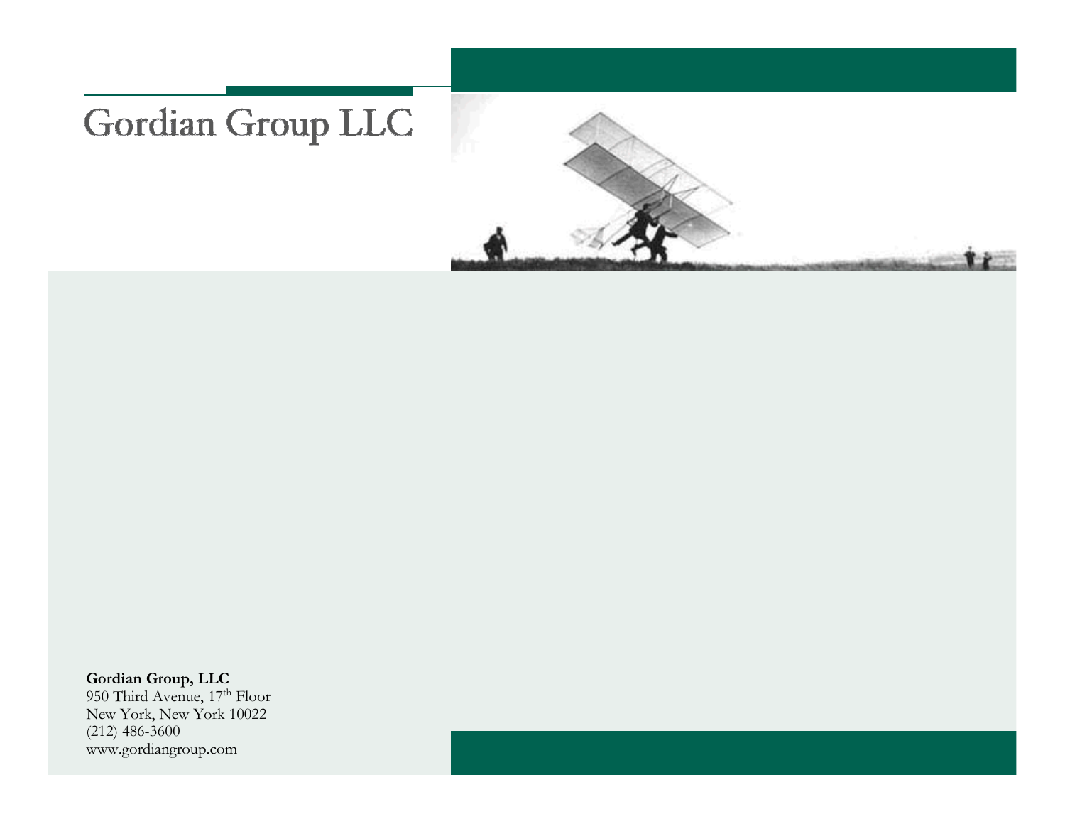# Gordian Group LLC

**Gordian Group, LLC**
950 Third Avenue, 17th Floor
New York, New York 10022
(212) 486-3600
www.gordiangroup.com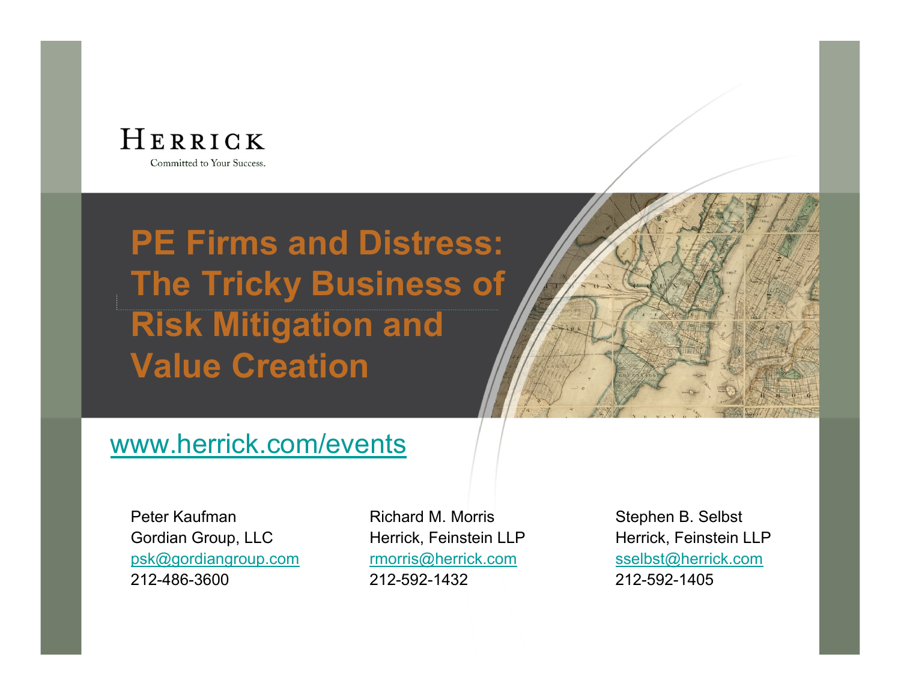HERRICK

Committed to Your Success.

# PE Firms and Distress: The Tricky Business of Risk Mitigation and Value Creation

www.herrick.com/events

Peter Kaufman
Gordian Group, LLC
psk@gordiangroup.com
212-486-3600

Richard M. Morris
Herrick, Feinstein LLP
rmorris@herrick.com
212-592-1432

Stephen B. Selbst
Herrick, Feinstein LLP
sselbst@herrick.com
212-592-1405